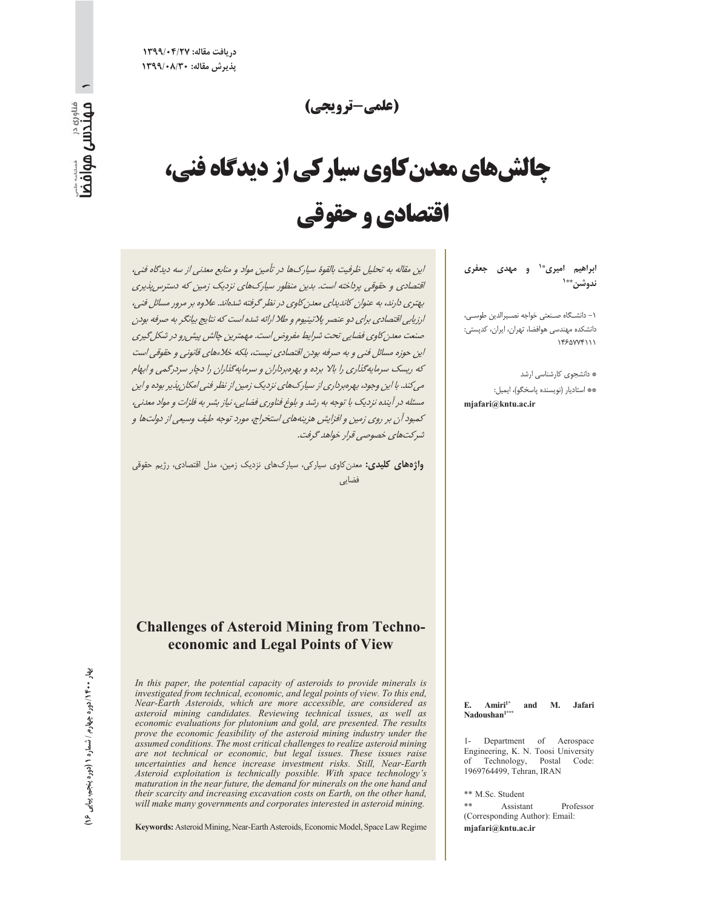دریافت مقاله: ۱۳۹۹/۰۴/۲۷
پذیرش مقاله: ۱۳۹۹/۰۸/۳۰

(علمی-ترویجی)

# چالش‌های معدن‌کاوی سیارکی از دیدگاه فنی، اقتصادی و حقوقی

**ابراهیم امیری*[۱] و مهدی جعفری ندوشن**[۱]**

۱- دانشگاه صنعتی خواجه نصیرالدین طوسی، دانشکده مهندسی هوافضا، تهران، ایران، کدپستی: ۱۴۶۵۷۷۴۱۱۱

* دانشجوی کارشناسی ارشد
** استادیار (نویسنده پاسخگو)، ایمیل:
**mjafari@kntu.ac.ir**

*این مقاله به تحلیل ظرفیت بالقوهٔ سیارک‌ها در تأمین مواد و منابع معدنی از سه دیدگاه فنی، اقتصادی و حقوقی پرداخته است. بدین منظور سیارک‌های نزدیک زمین که دسترس‌پذیری بهتری دارند، به عنوان کاندیدای معدن‌کاوی در نظر گرفته شده‌اند. علاوه بر مرور مسائل فنی، ارزیابی اقتصادی برای دو عنصر پلاتینیوم و طلا ارائه شده است که نتایج بیانگر به صرفه بودن صنعت معدن‌کاوی فضایی تحت شرایط مفروض است. مهمترین چالش پیش‌رو در شکل‌گیری این حوزه مسائل فنی و به صرفه بودن اقتصادی نیست، بلکه خلاءهای قانونی و حقوقی است که ریسک سرمایه‌گذاری را بالا برده و بهره‌برداران و سرمایه‌گذاران را دچار سردرگمی و ابهام می‌کند. با این وجود، بهره‌برداری از سیارک‌های نزدیک زمین از نظر فنی امکان‌پذیر بوده و این مسئله در آینده نزدیک با توجه به رشد و بلوغ فناوری فضایی، نیاز بشر به فلزات و مواد معدنی، کمبود آن بر روی زمین و افزایش هزینه‌های استخراج، مورد توجه طیف وسیعی از دولت‌ها و شرکت‌های خصوصی قرار خواهد گرفت.*

**واژه‌های کلیدی:** معدن‌کاوی سیارکی، سیارک‌های نزدیک زمین، مدل اقتصادی، رژیم حقوقی فضایی

## Challenges of Asteroid Mining from Techno-economic and Legal Points of View

**E. Amiri[1*] and M. Jafari Nadoushan[1**]**

1- Department of Aerospace Engineering, K. N. Toosi University of Technology, Postal Code: 1969764499, Tehran, IRAN

** M.Sc. Student
** Assistant Professor (Corresponding Author): Email:
**mjafari@kntu.ac.ir**

*In this paper, the potential capacity of asteroids to provide minerals is investigated from technical, economic, and legal points of view. To this end, Near-Earth Asteroids, which are more accessible, are considered as asteroid mining candidates. Reviewing technical issues, as well as economic evaluations for plutonium and gold, are presented. The results prove the economic feasibility of the asteroid mining industry under the assumed conditions. The most critical challenges to realize asteroid mining are not technical or economic, but legal issues. These issues raise uncertainties and hence increase investment risks. Still, Near-Earth Asteroid exploitation is technically possible. With space technology's maturation in the near future, the demand for minerals on the one hand and their scarcity and increasing excavation costs on Earth, on the other hand, will make many governments and corporates interested in asteroid mining.*

**Keywords:** Asteroid Mining, Near-Earth Asteroids, Economic Model, Space Law Regime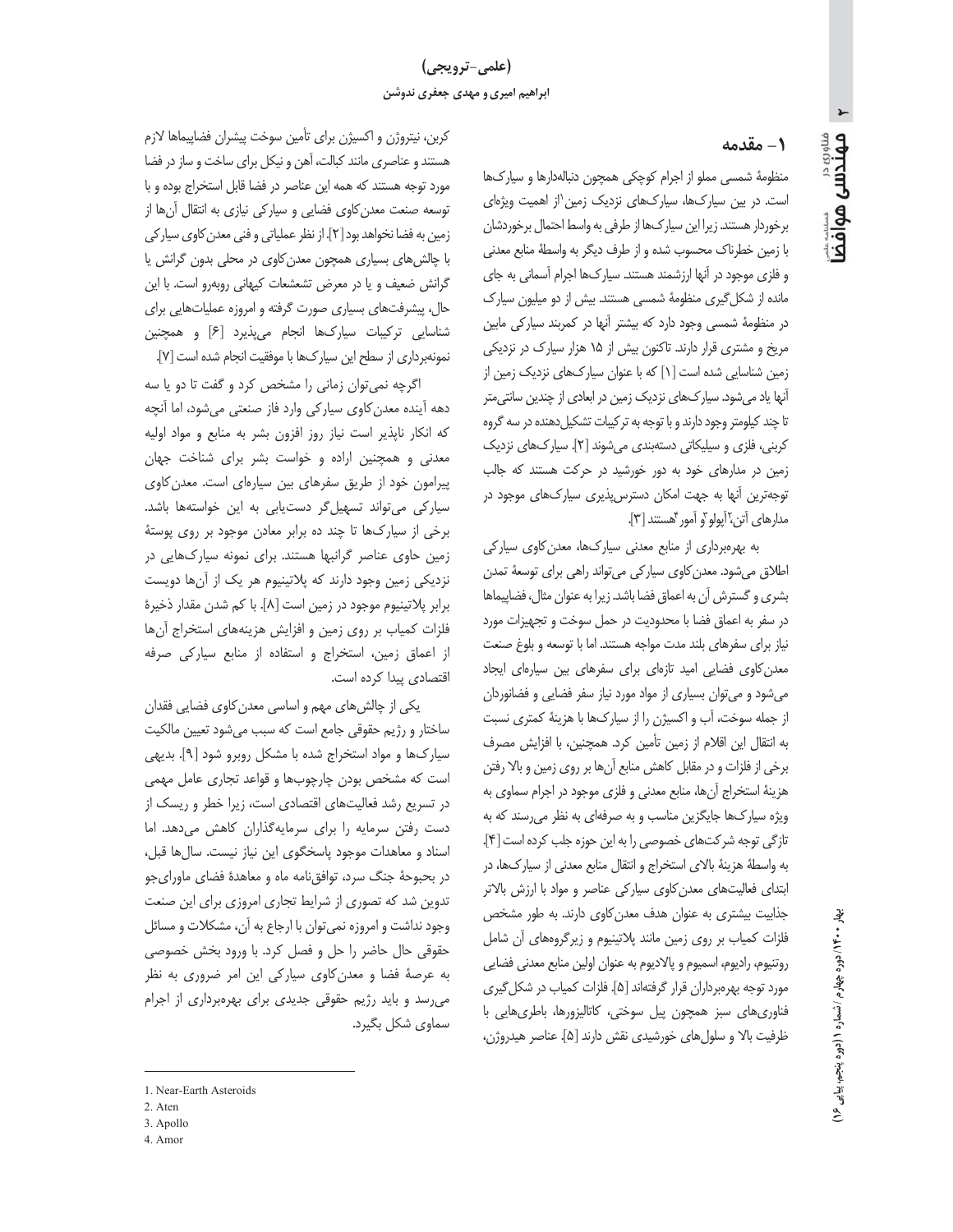## ۱- مقدمه

منظومهٔ شمسی مملو از اجرام کوچکی همچون دنباله‌دارها و سیارک‌ها است. در بین سیارک‌ها، سیارک‌های نزدیک زمین[1] از اهمیت ویژه‌ای برخوردار هستند. زیرا این سیارک‌ها از طرفی به واسطهٔ احتمال برخوردشان با زمین خطرناک محسوب شده و از طرف دیگر به واسطهٔ منابع معدنی و فلزی موجود در آنها ارزشمند هستند. سیارک‌ها اجرام آسمانی به جای مانده از شکل‌گیری منظومهٔ شمسی هستند. بیش از دو میلیون سیارک در منظومهٔ شمسی وجود دارد که بیشتر آنها در کمربند سیارکی مابین مریخ و مشتری قرار دارند. تاکنون بیش از ۱۵ هزار سیارک در نزدیکی زمین شناسایی شده است [۱] که با عنوان سیارک‌های نزدیک زمین از آنها یاد می‌شود. سیارک‌های نزدیک زمین در ابعادی از چندین سانتی‌متر تا چند کیلومتر وجود دارند و با توجه به ترکیبات تشکیل‌دهنده در سه گروه کربنی، فلزی و سیلیکاتی دسته‌بندی می‌شوند [۲]. سیارک‌های نزدیک زمین در مدارهای خود به دور خورشید در حرکت هستند که جالب توجه‌ترین آنها به جهت امکان دسترس‌پذیری سیارک‌های موجود در مدارهای آتن[2]، آپولو[3] و آمور[4] هستند [۳].

به بهره‌برداری از منابع معدنی سیارک‌ها، معدن‌کاوی سیارکی اطلاق می‌شود. معدن‌کاوی سیارکی می‌تواند راهی برای توسعهٔ تمدن بشری و گسترش آن به اعماق فضا باشد. زیرا به عنوان مثال، فضاپیماها در سفر به اعماق فضا با محدودیت در حمل سوخت و تجهیزات مورد نیاز برای سفرهای بلند مدت مواجه هستند. اما با توسعه و بلوغ صنعت معدن‌کاوی فضایی امید تازه‌ای برای سفرهای بین سیاره‌ای ایجاد می‌شود و می‌توان بسیاری از مواد مورد نیاز سفر فضایی و فضانوردان از جمله سوخت، آب و اکسیژن را از سیارک‌ها با هزینهٔ کمتری نسبت به انتقال این اقلام از زمین تأمین کرد. همچنین، با افزایش مصرف برخی از فلزات و در مقابل کاهش منابع آن‌ها بر روی زمین و بالا رفتن هزینهٔ استخراج آن‌ها، منابع معدنی و فلزی موجود در اجرام سماوی به ویژه سیارک‌ها جایگزین مناسب و به صرفه‌ای به نظر می‌رسند که به تازگی توجه شرکت‌های خصوصی را به این حوزه جلب کرده است [۴]. به واسطهٔ هزینهٔ بالای استخراج و انتقال منابع معدنی از سیارک‌ها، در ابتدای فعالیت‌های معدن‌کاوی سیارکی عناصر و مواد با ارزش بالاتر جذابیت بیشتری به عنوان هدف معدن‌کاوی دارند. به طور مشخص فلزات کمیاب بر روی زمین مانند پلاتینیوم و زیرگروه‌های آن شامل روتنیوم، رادیوم، اسمیوم و پالادیوم به عنوان اولین منابع معدنی فضایی مورد توجه بهره‌برداران قرار گرفته‌اند [۵]. فلزات کمیاب در شکل‌گیری فناوری‌های سبز همچون پیل سوختی، کاتالیزورها، باطری‌هایی با ظرفیت بالا و سلول‌های خورشیدی نقش دارند [۵]. عناصر هیدروژن، کربن، نیتروژن و اکسیژن برای تأمین سوخت پیشران فضاپیماها لازم هستند و عناصری مانند کبالت، آهن و نیکل برای ساخت و ساز در فضا مورد توجه هستند که همه این عناصر در فضا قابل استخراج بوده و با توسعه صنعت معدن‌کاوی فضایی و سیارکی نیازی به انتقال آن‌ها از زمین به فضا نخواهد بود [۲]. از نظر عملیاتی و فنی معدن‌کاوی سیارکی با چالش‌های بسیاری همچون معدن‌کاوی در محلی بدون گرانش یا گرانش ضعیف و یا در معرض تشعشعات کیهانی روبه‌رو است. با این حال، پیشرفت‌های بسیاری صورت گرفته و امروزه عملیات‌هایی برای شناسایی ترکیبات سیارک‌ها انجام می‌پذیرد [۶] و همچنین نمونه‌برداری از سطح این سیارک‌ها با موفقیت انجام شده است [۷].

اگرچه نمی‌توان زمانی را مشخص کرد و گفت تا دو یا سه دهه آینده معدن‌کاوی سیارکی وارد فاز صنعتی می‌شود، اما آنچه که انکار ناپذیر است نیاز روز افزون بشر به منابع و مواد اولیه معدنی و همچنین اراده و خواست بشر برای شناخت جهان پیرامون خود از طریق سفرهای بین سیاره‌ای است. معدن‌کاوی سیارکی می‌تواند تسهیل‌گر دست‌یابی به این خواسته‌ها باشد. برخی از سیارک‌ها تا چند ده برابر معادن موجود بر روی پوستهٔ زمین حاوی عناصر گرانبها هستند. برای نمونه سیارک‌هایی در نزدیکی زمین وجود دارند که پلاتینیوم هر یک از آن‌ها دویست برابر پلاتینیوم موجود در زمین است [۸]. با کم شدن مقدار ذخیرهٔ فلزات کمیاب بر روی زمین و افزایش هزینه‌های استخراج آن‌ها از اعماق زمین، استخراج و استفاده از منابع سیارکی صرفه اقتصادی پیدا کرده است.

یکی از چالش‌های مهم و اساسی معدن‌کاوی فضایی فقدان ساختار و رژیم حقوقی جامع است که سبب می‌شود تعیین مالکیت سیارک‌ها و مواد استخراج شده با مشکل روبرو شود [۹]. بدیهی است که مشخص بودن چارچوب‌ها و قواعد تجاری عامل مهمی در تسریع رشد فعالیت‌های اقتصادی است، زیرا خطر و ریسک از دست رفتن سرمایه را برای سرمایه‌گذاران کاهش می‌دهد. اما اسناد و معاهدات موجود پاسخگوی این نیاز نیست. سال‌ها قبل، در بحبوحهٔ جنگ سرد، توافق‌نامه ماه و معاهدهٔ فضای ماورای‌جو تدوین شد که تصوری از شرایط تجاری امروزی برای این صنعت وجود نداشت و امروزه نمی‌توان با ارجاع به آن، مشکلات و مسائل حقوقی حال حاضر را حل و فصل کرد. با ورود بخش خصوصی به عرصهٔ فضا و معدن‌کاوی سیارکی این امر ضروری به نظر می‌رسد و باید رژیم حقوقی جدیدی برای بهره‌برداری از اجرام سماوی شکل بگیرد.

---

1. Near-Earth Asteroids
2. Aten
3. Apollo
4. Amor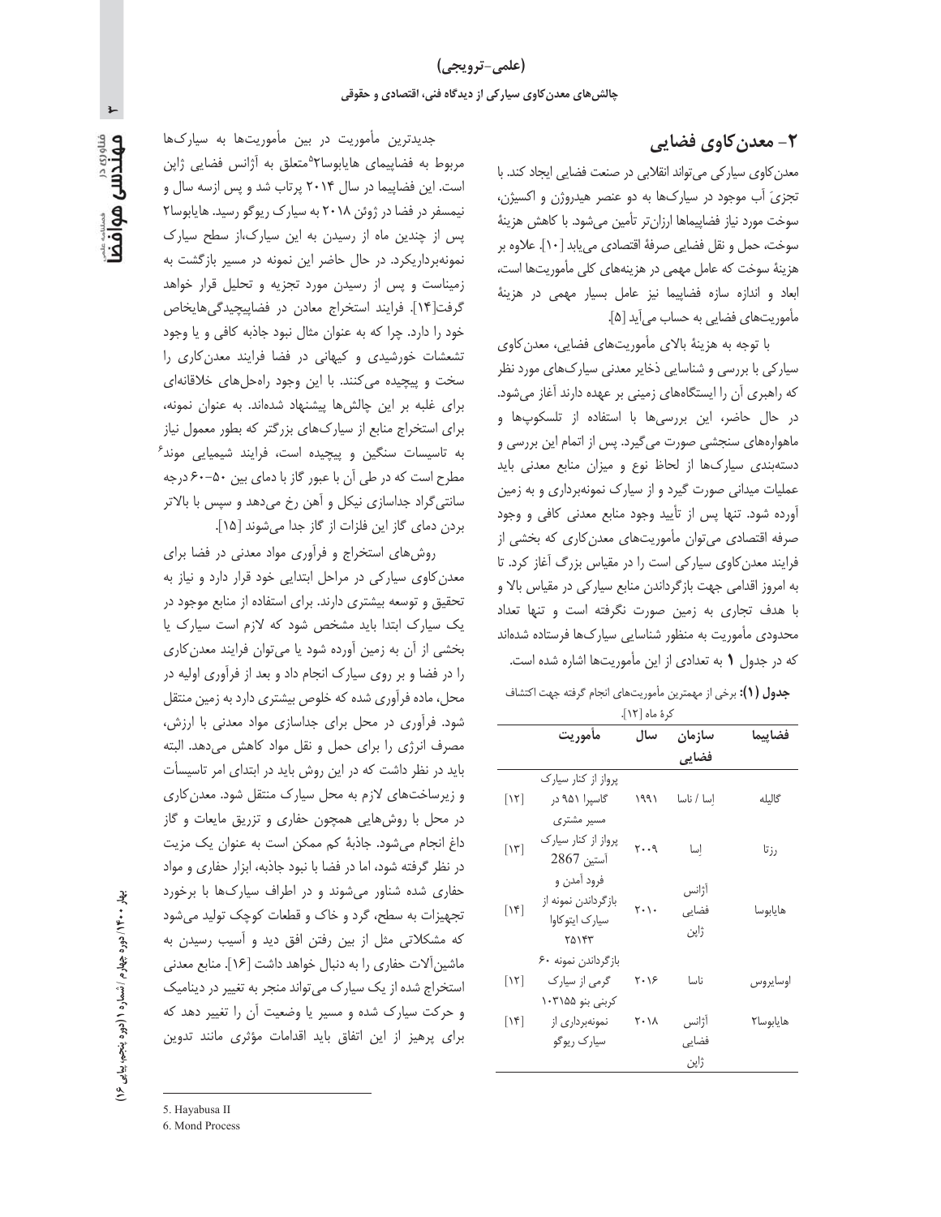## ۲- معدن‌کاوی فضایی

معدن‌کاوی سیارکی می‌تواند انقلابی در صنعت فضایی ایجاد کند. با تجزیۀ آب موجود در سیارک‌ها به دو عنصر هیدروژن و اکسیژن، سوخت مورد نیاز فضاپیماها ارزان‌تر تأمین می‌شود. با کاهش هزینۀ سوخت، حمل و نقل فضایی صرفۀ اقتصادی می‌یابد [۱۰]. علاوه بر هزینۀ سوخت که عامل مهمی در هزینه‌های کلی مأموریت‌ها است، ابعاد و اندازه سازه فضاپیما نیز عامل بسیار مهمی در هزینۀ مأموریت‌های فضایی به حساب می‌آید [۵].

با توجه به هزینۀ بالای مأموریت‌های فضایی، معدن‌کاوی سیارکی با بررسی و شناسایی ذخایر معدنی سیارک‌های مورد نظر که راهبری آن را ایستگاه‌های زمینی بر عهده دارند آغاز می‌شود. در حال حاضر، این بررسی‌ها با استفاده از تلسکوپ‌ها و ماهواره‌های سنجشی صورت می‌گیرد. پس از اتمام این بررسی و دسته‌بندی سیارک‌ها از لحاظ نوع و میزان منابع معدنی باید عملیات میدانی صورت گیرد و از سیارک نمونه‌برداری و به زمین آورده شود. تنها پس از تأیید وجود منابع معدنی کافی و وجود صرفه اقتصادی می‌توان مأموریت‌های معدن‌کاری که بخشی از فرایند معدن‌کاوی سیارکی است را در مقیاس بزرگ آغاز کرد. تا به امروز اقدامی جهت بازگرداندن منابع سیارکی در مقیاس بالا و با هدف تجاری به زمین صورت نگرفته است و تنها تعداد محدودی مأموریت به منظور شناسایی سیارک‌ها فرستاده شده‌اند که در جدول **۱** به تعدادی از این مأموریت‌ها اشاره شده است.

**جدول (۱):** برخی از مهمترین مأموریت‌های انجام گرفته جهت اکتشاف کرۀ ماه [۱۲].

| فضاپیما | سازمان فضایی | سال | مأموریت | |
|---|---|---|---|---|
| گالیله | إسا / ناسا | ۱۹۹۱ | پرواز از کنار سیارک گاسپرا ۹۵۱ در مسیر مشتری | [۱۲] |
| رزتا | إسا | ۲۰۰۹ | پرواز از کنار سیارک آستین 2867 | [۱۳] |
| هایابوسا | آژانس فضایی ژاپن | ۲۰۱۰ | فرود آمدن و بازگرداندن نمونه از سیارک ایتوکاوا ۲۵۱۴۳ | [۱۴] |
| اوسایروس | ناسا | ۲۰۱۶ | بازگرداندن نمونه ۶۰ گرمی از سیارک کربنی بنو ۱۰۱۹۵۵ | [۱۲] |
| هایابوسا۲ | آژانس فضایی ژاپن | ۲۰۱۸ | نمونه‌برداری از سیارک ریوگو | [۱۴] |

جدیدترین مأموریت در بین مأموریت‌ها به سیارک‌ها مربوط به فضاپیمای هایابوسا۲[5] متعلق به آژانس فضایی ژاپن است. این فضاپیما در سال ۲۰۱۴ پرتاب شد و پس ازسه سال و نیمسفر در فضا در ژوئن ۲۰۱۸ به سیارک ریوگو رسید. هایابوسا۲ پس از چندین ماه از رسیدن به این سیارک،از سطح سیارک نمونه‌برداریکرد. در حال حاضر این نمونه در مسیر بازگشت به زمیناست و پس از رسیدن مورد تجزیه و تحلیل قرار خواهد گرفت[۱۴]. فرایند استخراج معادن در فضاپیچیدگی‌هایخاص خود را دارد. چرا که به عنوان مثال نبود جاذبه کافی و یا وجود تشعشات خورشیدی و کیهانی در فضا فرایند معدن‌کاری را سخت و پیچیده می‌کنند. با این وجود راه‌حل‌های خلاقانه‌ای برای غلبه بر این چالش‌ها پیشنهاد شده‌اند. به عنوان نمونه، برای استخراج منابع از سیارک‌های بزرگتر که بطور معمول نیاز به تاسیسات سنگین و پیچیده است، فرایند شیمیایی موند[6] مطرح است که در طی آن با عبور گاز با دمای بین ۵۰-۶۰ درجه سانتی‌گراد جداسازی نیکل و آهن رخ می‌دهد و سپس با بالاتر بردن دمای گاز این فلزات از گاز جدا می‌شوند [۱۵].

روش‌های استخراج و فرآوری مواد معدنی در فضا برای معدن‌کاوی سیارکی در مراحل ابتدایی خود قرار دارد و نیاز به تحقیق و توسعه بیشتری دارند. برای استفاده از منابع موجود در یک سیارک ابتدا باید مشخص شود که لازم است سیارک یا بخشی از آن به زمین آورده شود یا می‌توان فرایند معدن‌کاری را در فضا و بر روی سیارک انجام داد و بعد از فرآوری اولیه در محل، ماده فرآوری شده که خلوص بیشتری دارد به زمین منتقل شود. فرآوری در محل برای جداسازی مواد معدنی با ارزش، مصرف انرژی را برای حمل و نقل مواد کاهش می‌دهد. البته باید در نظر داشت که در این روش باید در ابتدای امر تاسیسات و زیرساخت‌های لازم به محل سیارک منتقل شود. معدن‌کاری در محل با روش‌هایی همچون حفاری و تزریق مایعات و گاز داغ انجام می‌شود. جاذبۀ کم ممکن است به عنوان یک مزیت در نظر گرفته شود، اما در فضا با نبود جاذبه، ابزار حفاری و مواد حفاری شده شناور می‌شوند و در اطراف سیارک‌ها با برخورد تجهیزات به سطح، گرد و خاک و قطعات کوچک تولید می‌شود که مشکلاتی مثل از بین رفتن افق دید و آسیب رسیدن به ماشین‌آلات حفاری را به دنبال خواهد داشت [۱۶]. منابع معدنی استخراج شده از یک سیارک می‌تواند منجر به تغییر در دینامیک و حرکت سیارک شده و مسیر یا وضعیت آن را تغییر دهد که برای پرهیز از این اتفاق باید اقدامات مؤثری مانند تدوین

---

5. Hayabusa II
6. Mond Process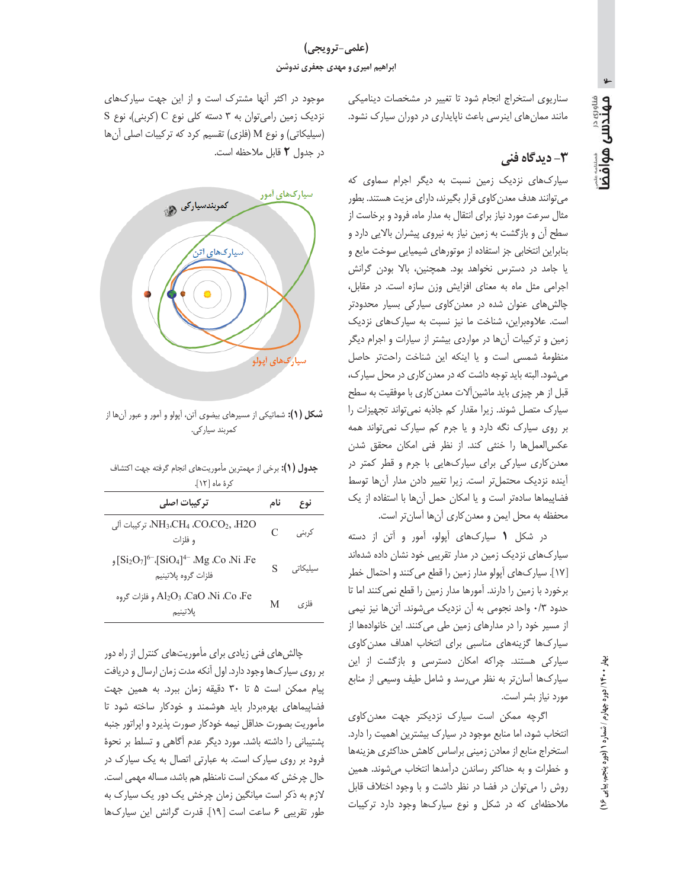سناریوی استخراج انجام شود تا تغییر در مشخصات دینامیکی مانند ممان‌های اینرسی باعث ناپایداری در دوران سیارک نشود.

## ۳- دیدگاه فنی

سیارک‌های نزدیک زمین نسبت به دیگر اجرام سماوی که می‌توانند هدف معدن‌کاوی قرار بگیرند، دارای مزیت هستند. بطور مثال سرعت مورد نیاز برای انتقال به مدار ماه، فرود و برخاست از سطح آن و بازگشت به زمین نیاز به نیروی پیشران بالایی دارد و بنابراین انتخابی جز استفاده از موتورهای شیمیایی سوخت مایع و یا جامد در دسترس نخواهد بود. همچنین، بالا بودن گرانش اجرامی مثل ماه به معنای افزایش وزن سازه است. در مقابل، چالش‌های عنوان شده در معدن‌کاوی سیارکی بسیار محدودتر است. علاوه‌براین، شناخت ما نیز نسبت به سیارک‌های نزدیک زمین و ترکیبات آن‌ها در مواردی بیشتر از سیارات و اجرام دیگر منظومهٔ شمسی است و یا اینکه این شناخت راحت‌تر حاصل می‌شود. البته باید توجه داشت که در معدن‌کاری در محل سیارک، قبل از هر چیزی باید ماشین‌آلات معدن‌کاری با موفقیت به سطح سیارک متصل شوند. زیرا مقدار کم جاذبه نمی‌تواند تجهیزات را بر روی سیارک نگه دارد و یا جرم کم سیارک نمی‌تواند همه عکس‌العمل‌ها را خنثی کند. از نظر فنی امکان محقق شدن معدن‌کاری سیارکی برای سیارک‌هایی با جرم و قطر کمتر در آینده نزدیک محتمل‌تر است. زیرا تغییر دادن مدار آن‌ها توسط فضاپیماها ساده‌تر است و یا امکان حمل آن‌ها با استفاده از یک محفظه به محل ایمن و معدن‌کاری آن‌ها آسان‌تر است.

در شکل **۱** سیارک‌های آپولو، آمور و آتن از دسته سیارک‌های نزدیک زمین در مدار تقریبی خود نشان داده شده‌اند [۱۷]. سیارک‌های آپولو مدار زمین را قطع می‌کنند و احتمال خطر برخورد با زمین را دارند. آمورها مدار زمین را قطع نمی‌کنند اما تا حدود ۰/۳ واحد نجومی به آن نزدیک می‌شوند. آتن‌ها نیز نیمی از مسیر خود را در مدارهای زمین طی می‌کنند. این خانواده‌ها از سیارک‌ها گزینه‌های مناسبی برای انتخاب اهداف معدن‌کاوی سیارکی هستند. چراکه امکان دسترسی و بازگشت از این سیارک‌ها آسان‌تر به نظر می‌رسد و شامل طیف وسیعی از منابع مورد نیاز بشر است.

اگرچه ممکن است سیارک نزدیکتر جهت معدن‌کاوی انتخاب شود، اما منابع موجود در سیارک بیشترین اهمیت را دارد. استخراج منابع از معادن زمینی براساس کاهش حداکثری هزینه‌ها و خطرات و به حداکثر رساندن درآمدها انتخاب می‌شوند. همین روش را می‌توان در فضا در نظر داشت و با وجود اختلاف قابل ملاحظه‌ای که در شکل و نوع سیارک‌ها وجود دارد ترکیبات موجود در اکثر آنها مشترک است و از این جهت سیارک‌های نزدیک زمین رامی‌توان به ۳ دسته کلی نوع C (کربنی)، نوع S (سیلیکاتی) و نوع M (فلزی) تقسیم کرد که ترکیبات اصلی آن‌ها در جدول **۲** قابل ملاحظه است.

**شکل (۱):** شماتیکی از مسیرهای بیضوی آتن، آپولو و آمور و عبور آن‌ها از کمربند سیارکی.

**جدول (۱):** برخی از مهمترین مأموریت‌های انجام گرفته جهت اکتشاف کرهٔ ماه [۱۲].

| نوع | نام | ترکیبات اصلی |
| --- | --- | --- |
| کربنی | C | $H_2O$، $CO_2$، $CO$، $CH_4$، $NH_3$، ترکیبات آلی و فلزات |
| سیلیکاتی | S | $Fe$، $Ni$، $Co$، $Mg$، $[SiO_4]^{4-}$، $[Si_2O_7]^{6-}$ و فلزات گروه پلاتینیم |
| فلزی | M | $Fe$، $Co$، $Ni$، $CaO$، $Al_2O_3$ و فلزات گروه پلاتینیم |

چالش‌های فنی زیادی برای مأموریت‌های کنترل از راه دور بر روی سیارک‌ها وجود دارد. اول آنکه مدت زمان ارسال و دریافت پیام ممکن است ۵ تا ۳۰ دقیقه زمان ببرد. به همین جهت فضاپیماهای بهره‌بردار باید هوشمند و خودکار ساخته شود تا مأموریت بصورت حداقل نیمه خودکار صورت پذیرد و اپراتور جنبه پشتیبانی را داشته باشد. مورد دیگر عدم آگاهی و تسلط بر نحوهٔ فرود بر روی سیارک است. به عبارتی اتصال به یک سیارک در حال چرخش که ممکن است نامنظم هم باشد، مساله مهمی است. لازم به ذکر است میانگین زمان چرخش یک دور یک سیارک به طور تقریبی ۶ ساعت است [۱۹]. قدرت گرانش این سیارک‌ها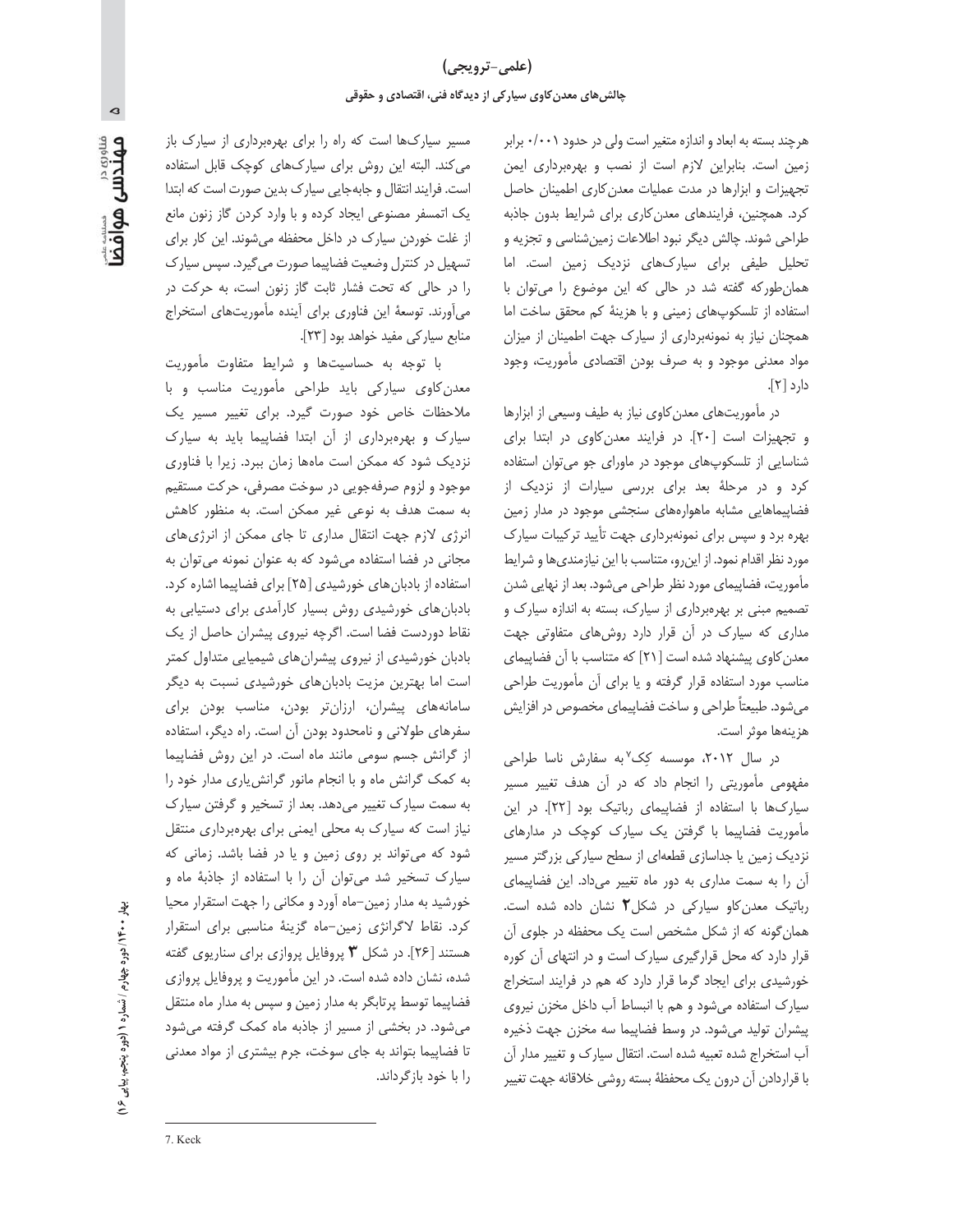هرچند بسته به ابعاد و اندازه متغیر است ولی در حدود ۰/۰۰۱ برابر زمین است. بنابراین لازم است از نصب و بهره‌برداری ایمن تجهیزات و ابزارها در مدت عملیات معدن‌کاری اطمینان حاصل کرد. همچنین، فرایندهای معدن‌کاری برای شرایط بدون جاذبه طراحی شوند. چالش دیگر نبود اطلاعات زمین‌شناسی و تجزیه و تحلیل طیفی برای سیارک‌های نزدیک زمین است. اما همان‌طورکه گفته شد در حالی که این موضوع را می‌توان با استفاده از تلسکوپ‌های زمینی و با هزینهٔ کم محقق ساخت اما همچنان نیاز به نمونه‌برداری از سیارک جهت اطمینان از میزان مواد معدنی موجود و به صرف بودن اقتصادی مأموریت، وجود دارد [۲].

در مأموریت‌های معدن‌کاوی نیاز به طیف وسیعی از ابزارها و تجهیزات است [۲۰]. در فرایند معدن‌کاوی در ابتدا برای شناسایی از تلسکوپ‌های موجود در ماورای جو می‌توان استفاده کرد و در مرحلهٔ بعد برای بررسی سیارات از نزدیک از فضاپیماهایی مشابه ماهواره‌های سنجشی موجود در مدار زمین بهره برد و سپس برای نمونه‌برداری جهت تأیید ترکیبات سیارک مورد نظر اقدام نمود. از این‌رو، متناسب با این نیازمندی‌ها و شرایط مأموریت، فضاپیمای مورد نظر طراحی می‌شود. بعد از نهایی شدن تصمیم مبنی بر بهره‌برداری از سیارک، بسته به اندازه سیارک و مداری که سیارک در آن قرار دارد روش‌های متفاوتی جهت معدن‌کاوی پیشنهاد شده است [۲۱] که متناسب با آن فضاپیمای مناسب مورد استفاده قرار گرفته و یا برای آن مأموریت طراحی می‌شود. طبیعتاً طراحی و ساخت فضاپیمای مخصوص در افزایش هزینه‌ها موثر است.

در سال ۲۰۱۲، موسسه کِک[7] به سفارش ناسا طراحی مفهومی مأموریتی را انجام داد که در آن هدف تغییر مسیر سیارک‌ها با استفاده از فضاپیمای رباتیک بود [۲۲]. در این مأموریت فضاپیما با گرفتن یک سیارک کوچک در مدارهای نزدیک زمین یا جداسازی قطعه‌ای از سطح سیارکی بزرگتر مسیر آن را به سمت مداری به دور ماه تغییر می‌داد. این فضاپیمای رباتیک معدن‌کاو سیارکی در شکل **۲** نشان داده شده است. همان‌گونه که از شکل مشخص است یک محفظه در جلوی آن قرار دارد که محل قرارگیری سیارک است و در انتهای آن کوره خورشیدی برای ایجاد گرما قرار دارد که هم در فرایند استخراج سیارک استفاده می‌شود و هم با انبساط آب داخل مخزن نیروی پیشران تولید می‌شود. در وسط فضاپیما سه مخزن جهت ذخیره آب استخراج شده تعبیه شده است. انتقال سیارک و تغییر مدار آن با قراردادن آن درون یک محفظهٔ بسته روشی خلاقانه جهت تغییر مسیر سیارک‌ها است که راه را برای بهره‌برداری از سیارک باز می‌کند. البته این روش برای سیارک‌های کوچک قابل استفاده است. فرایند انتقال و جابه‌جایی سیارک بدین صورت است که ابتدا یک اتمسفر مصنوعی ایجاد کرده و با وارد کردن گاز زنون مانع از غلت خوردن سیارک در داخل محفظه می‌شوند. این کار برای تسهیل در کنترل وضعیت فضاپیما صورت می‌گیرد. سپس سیارک را در حالی که تحت فشار ثابت گاز زنون است، به حرکت در می‌آورند. توسعهٔ این فناوری برای آینده مأموریت‌های استخراج منابع سیارکی مفید خواهد بود [۲۳].

با توجه به حساسیت‌ها و شرایط متفاوت مأموریت معدن‌کاوی سیارکی باید طراحی مأموریت مناسب و با ملاحظات خاص خود صورت گیرد. برای تغییر مسیر یک سیارک و بهره‌برداری از آن ابتدا فضاپیما باید به سیارک نزدیک شود که ممکن است ماه‌ها زمان ببرد. زیرا با فناوری موجود و لزوم صرفه‌جویی در سوخت مصرفی، حرکت مستقیم به سمت هدف به نوعی غیر ممکن است. به منظور کاهش انرژی لازم جهت انتقال مداری تا جای ممکن از انرژی‌های مجانی در فضا استفاده می‌شود که به عنوان نمونه می‌توان به استفاده از بادبان‌های خورشیدی [۲۵] برای فضاپیما اشاره کرد. بادبان‌های خورشیدی روش بسیار کارآمدی برای دستیابی به نقاط دوردست فضا است. اگرچه نیروی پیشران حاصل از یک بادبان خورشیدی از نیروی پیشران‌های شیمیایی متداول کمتر است اما بهترین مزیت بادبان‌های خورشیدی نسبت به دیگر سامانه‌های پیشران، ارزان‌تر بودن، مناسب بودن برای سفرهای طولانی و نامحدود بودن آن است. راه دیگر، استفاده از گرانش جسم سومی مانند ماه است. در این روش فضاپیما به کمک گرانش ماه و با انجام مانور گرانش‌یاری مدار خود را به سمت سیارک تغییر می‌دهد. بعد از تسخیر و گرفتن سیارک نیاز است که سیارک به محلی ایمنی برای بهره‌برداری منتقل شود که می‌تواند بر روی زمین و یا در فضا باشد. زمانی که سیارک تسخیر شد می‌توان آن را با استفاده از جاذبهٔ ماه و خورشید به مدار زمین-ماه آورد و مکانی را جهت استقرار محیا کرد. نقاط لاگرانژی زمین-ماه گزینهٔ مناسبی برای استقرار هستند [۲۶]. در شکل **۳** پروفایل پروازی برای سناریوی گفته شده، نشان داده شده است. در این مأموریت و پروفایل پروازی فضاپیما توسط پرتابگر به مدار زمین و سپس به مدار ماه منتقل می‌شود. در بخشی از مسیر از جاذبه ماه کمک گرفته می‌شود تا فضاپیما بتواند به جای سوخت، جرم بیشتری از مواد معدنی را با خود بازگرداند.

---

7. Keck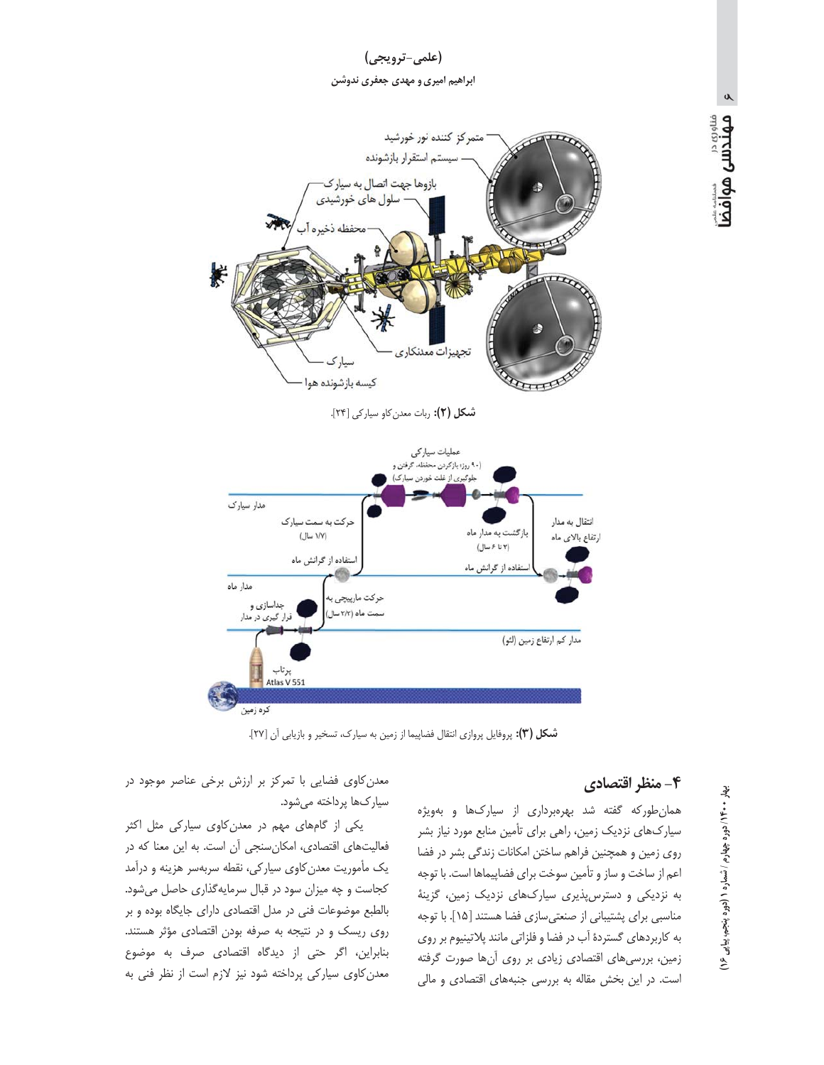شکل (۲): ربات معدن‌کاو سیارکی [۲۴].

شکل (۳): پروفایل پروازی انتقال فضاپیما از زمین به سیارک، تسخیر و بازیابی آن [۲۷].

## ۴- منظر اقتصادی

همان‌طورکه گفته شد بهره‌برداری از سیارک‌ها و به‌ویژه سیارک‌های نزدیک زمین، راهی برای تأمین منابع مورد نیاز بشر روی زمین و همچنین فراهم ساختن امکانات زندگی بشر در فضا اعم از ساخت و ساز و تأمین سوخت برای فضاپیماها است. با توجه به نزدیکی و دسترس‌پذیری سیارک‌های نزدیک زمین، گزینهٔ مناسبی برای پشتیبانی از صنعتی‌سازی فضا هستند [۱۵]. با توجه به کاربردهای گستردهٔ آب در فضا و فلزاتی مانند پلاتینیوم بر روی زمین، بررسی‌های اقتصادی زیادی بر روی آن‌ها صورت گرفته است. در این بخش مقاله به بررسی جنبه‌های اقتصادی و مالی معدن‌کاوی فضایی با تمرکز بر ارزش برخی عناصر موجود در سیارک‌ها پرداخته می‌شود.

یکی از گام‌های مهم در معدن‌کاوی سیارکی مثل اکثر فعالیت‌های اقتصادی، امکان‌سنجی آن است. به این معنا که در یک مأموریت معدن‌کاوی سیارکی، نقطه سربه‌سر هزینه و درآمد کجاست و چه میزان سود در قبال سرمایه‌گذاری حاصل می‌شود. بالطبع موضوعات فنی در مدل اقتصادی دارای جایگاه بوده و بر روی ریسک و در نتیجه به صرفه بودن اقتصادی مؤثر هستند. بنابراین، اگر حتی از دیدگاه اقتصادی صرف به موضوع معدن‌کاوی سیارکی پرداخته شود نیز لازم است از نظر فنی به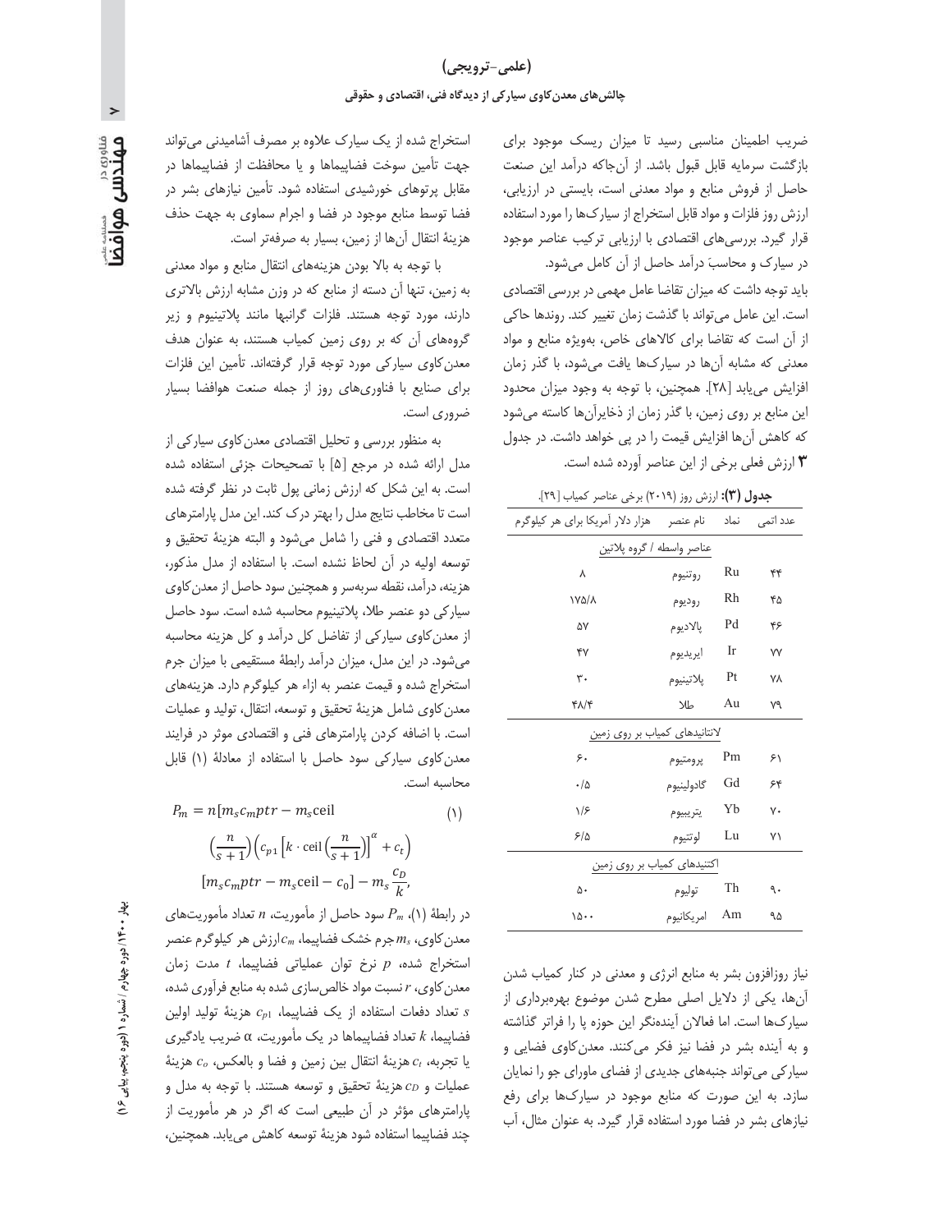ضریب اطمینان مناسبی رسید تا میزان ریسک موجود برای بازگشت سرمایه قابل قبول باشد. از آن‌جاکه درآمد این صنعت حاصل از فروش منابع و مواد معدنی است، بایستی در ارزیابی، ارزش روز فلزات و مواد قابل استخراج از سیارک‌ها را مورد استفاده قرار گیرد. بررسی‌های اقتصادی با ارزیابی ترکیب عناصر موجود در سیارک و محاسبۀ درآمد حاصل از آن کامل می‌شود.

باید توجه داشت که میزان تقاضا عامل مهمی در بررسی اقتصادی است. این عامل می‌تواند با گذشت زمان تغییر کند. روندها حاکی از آن است که تقاضا برای کالاهای خاص، به‌ویژه منابع و مواد معدنی که مشابه آن‌ها در سیارک‌ها یافت می‌شود، با گذر زمان افزایش می‌یابد [۲۸]. همچنین، با توجه به وجود میزان محدود این منابع بر روی زمین، با گذر زمان از ذخایرآن‌ها کاسته می‌شود که کاهش آن‌ها افزایش قیمت را در پی خواهد داشت. در جدول **۳** ارزش فعلی برخی از این عناصر آورده شده است.

**جدول (۳):** ارزش روز (۲۰۱۹) برخی عناصر کمیاب [۲۹].

| عدد اتمی | نماد | نام عنصر | هزار دلار آمریکا برای هر کیلوگرم |
|---|---|---|---|
| | | عناصر واسطه / گروه پلاتین | |
| ۴۴ | Ru | روتنیوم | ۸ |
| ۴۵ | Rh | رودیوم | ۱۷۵/۸ |
| ۴۶ | Pd | پالادیوم | ۵۷ |
| ۷۷ | Ir | ایریدیوم | ۴۷ |
| ۷۸ | Pt | پلاتینیوم | ۳۰ |
| ۷۹ | Au | طلا | ۴۸/۴ |
| | | لانتانیدهای کمیاب بر روی زمین | |
| ۶۱ | Pm | پرومتیوم | ۶۰ |
| ۶۴ | Gd | گادولینیوم | ۰/۵ |
| ۷۰ | Yb | یتربیوم | ۱/۶ |
| ۷۱ | Lu | لوتتیوم | ۶/۵ |
| | | اکتنیدهای کمیاب بر روی زمین | |
| ۹۰ | Th | تولیوم | ۵۰ |
| ۹۵ | Am | امریکانیوم | ۱۵۰۰ |

نیاز روزافزون بشر به منابع انرژی و معدنی در کنار کمیاب شدن آن‌ها، یکی از دلایل اصلی مطرح شدن موضوع بهره‌برداری از سیارک‌ها است. اما فعالان آینده‌نگر این حوزه پا را فراتر گذاشته و به آینده بشر در فضا نیز فکر می‌کنند. معدن‌کاوی فضایی و سیارکی می‌تواند جنبه‌های جدیدی از فضای ماورای جو را نمایان سازد. به این صورت که منابع موجود در سیارک‌ها برای رفع نیازهای بشر در فضا مورد استفاده قرار گیرد. به عنوان مثال، آب استخراج شده از یک سیارک علاوه بر مصرف آشامیدنی می‌تواند جهت تأمین سوخت فضاپیماها و یا محافظت از فضاپیماها در مقابل پرتوهای خورشیدی استفاده شود. تأمین نیازهای بشر در فضا توسط منابع موجود در فضا و اجرام سماوی به جهت حذف هزینۀ انتقال آن‌ها از زمین، بسیار به صرفه‌تر است.

با توجه به بالا بودن هزینه‌های انتقال منابع و مواد معدنی به زمین، تنها آن دسته از منابع که در وزن مشابه ارزش بالاتری دارند، مورد توجه هستند. فلزات گرانبها مانند پلاتینیوم و زیر گروه‌های آن که بر روی زمین کمیاب هستند، به عنوان هدف معدن‌کاوی سیارکی مورد توجه قرار گرفته‌اند. تأمین این فلزات برای صنایع با فناوری‌های روز از جمله صنعت هوافضا بسیار ضروری است.

به منظور بررسی و تحلیل اقتصادی معدن‌کاوی سیارکی از مدل ارائه شده در مرجع [۵] با تصحیحات جزئی استفاده شده است. به این شکل که ارزش زمانی پول ثابت در نظر گرفته شده است تا مخاطب نتایج مدل را بهتر درک کند. این مدل پارامترهای متعدد اقتصادی و فنی را شامل می‌شود و البته هزینۀ تحقیق و توسعه اولیه در آن لحاظ نشده است. با استفاده از مدل مذکور، هزینه، درآمد، نقطه سربه‌سر و همچنین سود حاصل از معدن‌کاوی سیارکی دو عنصر طلا، پلاتینیوم محاسبه شده است. سود حاصل از معدن‌کاوی سیارکی از تفاضل کل درآمد و کل هزینه محاسبه می‌شود. در این مدل، میزان درآمد رابطۀ مستقیمی با میزان جرم استخراج شده و قیمت عنصر به ازاء هر کیلوگرم دارد. هزینه‌های معدن‌کاوی شامل هزینۀ تحقیق و توسعه، انتقال، تولید و عملیات است. با اضافه کردن پارامترهای فنی و اقتصادی موثر در فرایند معدن‌کاوی سیارکی سود حاصل با استفاده از معادلۀ (۱) قابل محاسبه است.

$$P_m = n[m_s c_m p t r - m_s \text{ceil} \quad (1)$$
$$\left(\frac{n}{s+1}\right)\left(c_{p1}\left[k \cdot \text{ceil}\left(\frac{n}{s+1}\right)\right]^{\alpha} + c_t\right)$$
$$[m_s c_m p t r - m_s \text{ceil} - c_0] - m_s \frac{c_D}{k},$$

در رابطۀ (۱)، $P_m$ سود حاصل از مأموریت، $n$ تعداد مأموریت‌های معدن‌کاوی، $m_s$ جرم خشک فضاپیما، $c_m$ ارزش هر کیلوگرم عنصر استخراج شده، $p$ نرخ توان عملیاتی فضاپیما، $t$ مدت زمان معدن‌کاوی، $r$ نسبت مواد خالص‌سازی شده به منابع فرآوری شده، $s$ تعداد دفعات استفاده از یک فضاپیما، $c_{p1}$ هزینۀ تولید اولین فضاپیما، $k$ تعداد فضاپیماها در یک مأموریت، $\alpha$ ضریب یادگیری یا تجربه، $c_t$ هزینۀ انتقال بین زمین و فضا و بالعکس، $c_o$ هزینۀ عملیات و $c_D$ هزینۀ تحقیق و توسعه هستند. با توجه به مدل و پارامترهای مؤثر در آن طبیعی است که اگر در هر مأموریت از چند فضاپیما استفاده شود هزینۀ توسعه کاهش می‌یابد. همچنین،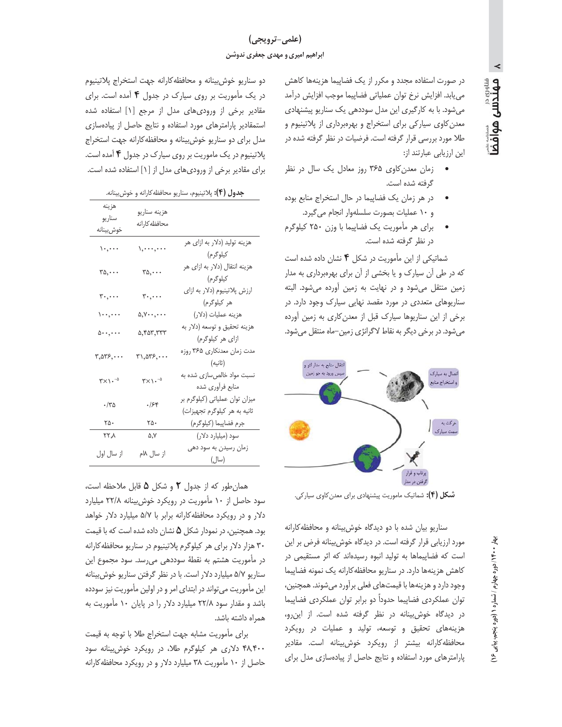در صورت استفاده مجدد و مکرر از یک فضاپیما هزینه‌ها کاهش می‌یابد. افزایش نرخ توان عملیاتی فضاپیما موجب افزایش درآمد می‌شود. با به کارگیری این مدل سوددهی یک سناریو پیشنهادی معدن‌کاوی سیارکی برای استخراج و بهره‌برداری از پلاتینیوم و طلا مورد بررسی قرار گرفته است. فرضیات در نظر گرفته شده در این ارزیابی عبارتند از:

- زمان معدن‌کاوی ۳۶۵ روز معادل یک سال در نظر گرفته شده است.
- در هر زمان یک فضاپیما در حال استخراج منابع بوده و ۱۰ عملیات بصورت سلسله‌وار انجام می‌گیرد.
- برای هر مأموریت یک فضاپیما با وزن ۲۵۰ کیلوگرم در نظر گرفته شده است.

شماتیکی از این مأموریت در شکل ۴ نشان داده شده است که در طی آن سیارک و یا بخشی از آن برای بهره‌برداری به مدار زمین منتقل می‌شود و در نهایت به زمین آورده می‌شود. البته سناریوهای متعددی در مورد مقصد نهایی سیارک وجود دارد. در برخی از این سناریوها سیارک قبل از معدن‌کاری به زمین آورده می‌شود. در برخی دیگر به نقاط لاگرانژی زمین–ماه منتقل می‌شود.

**شکل (۴):** شماتیک ماموریت پیشنهادی برای معدن‌کاوی سیارکی.

سناریو بیان شده با دو دیدگاه خوش‌بینانه و محافظه‌کارانه مورد ارزیابی قرار گرفته است. در دیدگاه خوش‌بینانه فرض بر این است که فضاپیماها به تولید انبوه رسیده‌اند که اثر مستقیمی در کاهش هزینه‌ها دارد. در سناریو محافظه‌کارانه یک نمونه فضاپیما وجود دارد و هزینه‌ها با قیمت‌های فعلی برآورد می‌شوند. همچنین، توان عملکردی فضاپیما حدوداً دو برابر توان عملکردی فضاپیما در دیدگاه خوش‌بینانه در نظر گرفته شده است. از این‌رو، هزینه‌های تحقیق و توسعه، تولید و عملیات در رویکرد محافظه‌کارانه بیشتر از رویکرد خوش‌بینانه است. مقادیر پارامترهای مورد استفاده و نتایج حاصل از پیاده‌سازی مدل برای

دو سناریو خوش‌بینانه و محافظه‌کارانه جهت استخراج پلاتینیوم در یک مأموریت بر روی سیارک در جدول ۴ آمده است. برای مقادیر برخی از ورودی‌های مدل از مرجع [۱] استفاده شده استمقادیر پارامترهای مورد استفاده و نتایج حاصل از پیاده‌سازی مدل برای دو سناریو خوش‌بینانه و محافظه‌کارانه جهت استخراج پلاتینیوم در یک ماموریت بر روی سیارک در جدول ۴ آمده است. برای مقادیر برخی از ورودی‌های مدل از [۱] استفاده شده است.

**جدول (۴):** پلاتینیوم، سناریو محافظه‌کارانه و خوش‌بینانه.

| | هزینه سناریو محافظه‌کارانه | هزینه سناریو خوش‌بینانه |
|---|---|---|
| هزینه تولید (دلار به ازای هر کیلوگرم) | ۱,۰۰۰,۰۰۰ | ۱۰,۰۰۰ |
| هزینه انتقال (دلار به ازای هر کیلوگرم) | ۳۵,۰۰۰ | ۳۵,۰۰۰ |
| ارزش پلاتینیوم (دلار به ازای هر کیلوگرم) | ۳۰,۰۰۰ | ۳۰,۰۰۰ |
| هزینه عملیات (دلار) | ۵,۷۰۰,۰۰۰ | ۱۰۰,۰۰۰ |
| هزینه تحقیق و توسعه (دلار به ازای هر کیلوگرم) | ۵,۴۵۳,۳۳۳ | ۵۰۰,۰۰۰ |
| مدت زمان معدنکاری ۳۶۵ روزه (ثانیه) | ۳۱,۵۳۶,۰۰۰ | ۳,۵۳۶,۰۰۰ |
| نسبت مواد خالص‌سازی شده به منابع فرآوری شده | $۳\times۱۰^{-۵}$ | $۳\times۱۰^{-۵}$ |
| میزان توان عملیاتی (کیلوگرم بر ثانیه به هر کیلوگرم تجهیزات) | ۰/۶۴ | ۰/۳۵ |
| جرم فضاپیما (کیلوگرم) | ۲۵۰ | ۲۵۰ |
| سود (میلیارد دلار) | ۵,۷ | ۲۲,۸ |
| زمان رسیدن به سود دهی (سال) | از سال ۸ام | از سال اول |

همان‌طور که از جدول ۲ و شکل ۵ قابل ملاحظه است، سود حاصل از ۱۰ مأموریت در رویکرد خوش‌بینانه ۲۲/۸ میلیارد دلار و در رویکرد محافظه‌کارانه برابر با ۵/۷ میلیارد دلار خواهد بود. همچنین، در نمودار شکل ۵ نشان داده شده است که با قیمت ۳۰ هزار دلار برای هر کیلوگرم پلاتینیوم در سناریو محافظه‌کارانه در مأموریت هشتم به نقطهٔ سوددهی می‌رسد. سود مجموع این سناریو ۵/۷ میلیارد دلار است. با در نظر گرفتن سناریو خوش‌بینانه این مأموریت می‌تواند در ابتدای امر و در اولین مأموریت نیز سودده باشد و مقدار سود ۲۲/۸ میلیارد دلار را در پایان ۱۰ مأموریت به همراه داشته باشد.

برای مأموریت مشابه جهت استخراج طلا با توجه به قیمت ۴۸,۴۰۰ دلاری هر کیلوگرم طلا، در رویکرد خوش‌بینانه سود حاصل از ۱۰ مأموریت ۳۸ میلیارد دلار و در رویکرد محافظه‌کارانه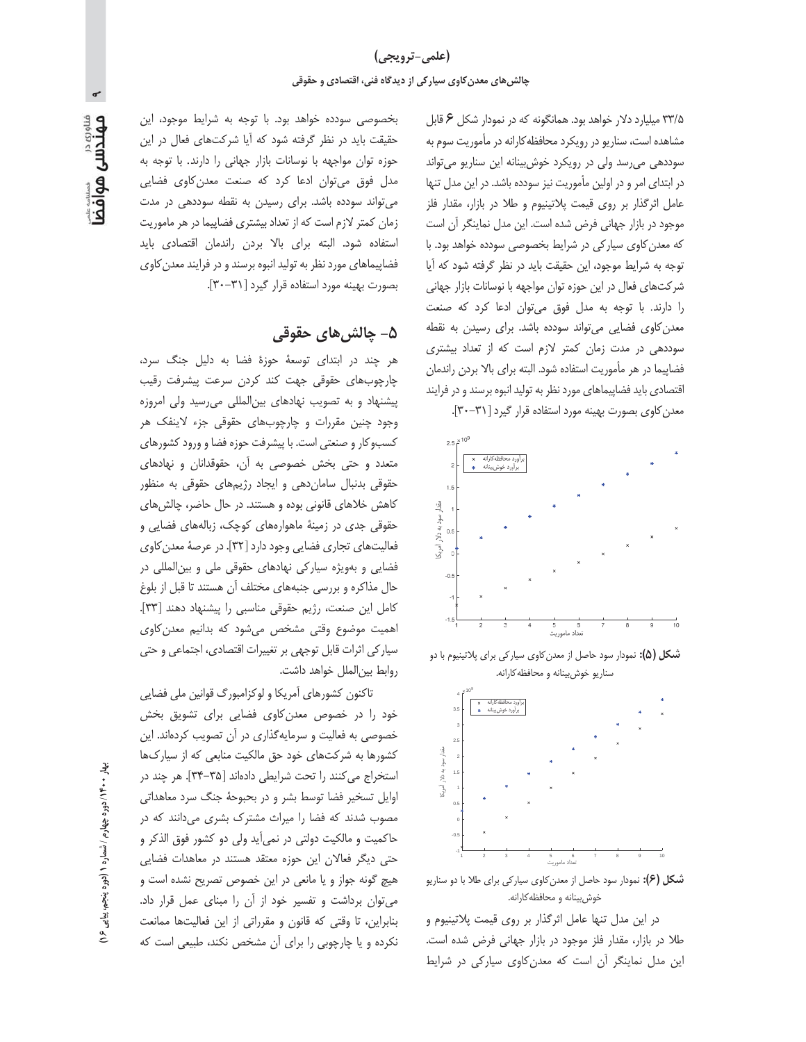۳۳/۵ میلیارد دلار خواهد بود. همانگونه که در نمودار شکل ۶ قابل مشاهده است، سناریو در رویکرد محافظه‌کارانه در مأموریت سوم به سوددهی می‌رسد ولی در رویکرد خوش‌بینانه این سناریو می‌تواند در ابتدای امر و در اولین مأموریت نیز سودده باشد. در این مدل تنها عامل اثرگذار بر روی قیمت پلاتینیوم و طلا در بازار، مقدار فلز موجود در بازار جهانی فرض شده است. این مدل نماینگر آن است که معدن‌کاوی سیارکی در شرایط بخصوصی سودده خواهد بود. با توجه به شرایط موجود، این حقیقت باید در نظر گرفته شود که آیا شرکت‌های فعال در این حوزه توان مواجهه با نوسانات بازار جهانی را دارند. با توجه به مدل فوق می‌توان ادعا کرد که صنعت معدن‌کاوی فضایی می‌تواند سودده باشد. برای رسیدن به نقطه سوددهی در مدت زمان کمتر لازم است که از تعداد بیشتری فضاپیما در هر مأموریت استفاده شود. البته برای بالا بردن راندمان اقتصادی باید فضاپیماهای مورد نظر به تولید انبوه برسند و در فرایند معدن‌کاوی بصورت بهینه مورد استفاده قرار گیرد [۳۱-۳۰].

**شکل (۵):** نمودار سود حاصل از معدن‌کاوی سیارکی برای پلاتینیوم با دو سناریو خوش‌بینانه و محافظه‌کارانه.

**شکل (۶):** نمودار سود حاصل از معدن‌کاوی سیارکی برای طلا با دو سناریو خوش‌بینانه و محافظه‌کارانه.

در این مدل تنها عامل اثرگذار بر روی قیمت پلاتینیوم و طلا در بازار، مقدار فلز موجود در بازار جهانی فرض شده است. این مدل نماینگر آن است که معدن‌کاوی سیارکی در شرایط بخصوصی سودده خواهد بود. با توجه به شرایط موجود، این حقیقت باید در نظر گرفته شود که آیا شرکت‌های فعال در این حوزه توان مواجهه با نوسانات بازار جهانی را دارند. با توجه به مدل فوق می‌توان ادعا کرد که صنعت معدن‌کاوی فضایی می‌تواند سودده باشد. برای رسیدن به نقطه سوددهی در مدت زمان کمتر لازم است که از تعداد بیشتری فضاپیما در هر ماموریت استفاده شود. البته برای بالا بردن راندمان اقتصادی باید فضاپیماهای مورد نظر به تولید انبوه برسند و در فرایند معدن‌کاوی بصورت بهینه مورد استفاده قرار گیرد [۳۱-۳۰].

## ۵- چالش‌های حقوقی

هر چند در ابتدای توسعهٔ حوزهٔ فضا به دلیل جنگ سرد، چارچوب‌های حقوقی جهت کند کردن سرعت پیشرفت رقیب پیشنهاد و به تصویب نهادهای بین‌المللی می‌رسید ولی امروزه وجود چنین مقررات و چارچوب‌های حقوقی جزء لاینفک هر کسب‌وکار و صنعتی است. با پیشرفت حوزه فضا و ورود کشورهای متعدد و حتی بخش خصوصی به آن، حقوقدانان و نهادهای حقوقی بدنبال سامان‌دهی و ایجاد رژیم‌های حقوقی به منظور کاهش خلاهای قانونی بوده و هستند. در حال حاضر، چالش‌های حقوقی جدی در زمینهٔ ماهواره‌های کوچک، زباله‌های فضایی و فعالیت‌های تجاری فضایی وجود دارد [۳۲]. در عرصهٔ معدن‌کاوی فضایی و بویژه سیارکی نهادهای حقوقی ملی و بین‌المللی در حال مذاکره و بررسی جنبه‌های مختلف آن هستند تا قبل از بلوغ کامل این صنعت، رژیم حقوقی مناسبی را پیشنهاد دهند [۳۳]. اهمیت موضوع وقتی مشخص می‌شود که بدانیم معدن‌کاوی سیارکی اثرات قابل توجهی بر تغییرات اقتصادی، اجتماعی و حتی روابط بین‌الملل خواهد داشت.

تاکنون کشورهای آمریکا و لوکزامبورگ قوانین ملی فضایی خود را در خصوص معدن‌کاوی فضایی برای تشویق بخش خصوصی به فعالیت و سرمایه‌گذاری در آن تصویب کرده‌اند. این کشورها به شرکت‌های خود حق مالکیت منابعی که از سیارک‌ها استخراج می‌کنند را تحت شرایطی داده‌اند [۳۵-۳۴]. هر چند در اوایل تسخیر فضا توسط بشر و در بحبوحهٔ جنگ سرد معاهداتی مصوب شدند که فضا را میراث مشترک بشری می‌دانند که در حاکمیت و مالکیت دولتی در نمی‌آید ولی دو کشور فوق الذکر و حتی دیگر فعالان این حوزه معتقد هستند در معاهدات فضایی هیچ گونه جواز و یا مانعی در این خصوص تصریح نشده است و می‌توان برداشت و تفسیر خود از آن را مبنای عمل قرار داد. بنابراین، تا وقتی که قانون و مقرراتی از این فعالیت‌ها ممانعت نکرده و یا چارچوبی را برای آن مشخص نکند، طبیعی است که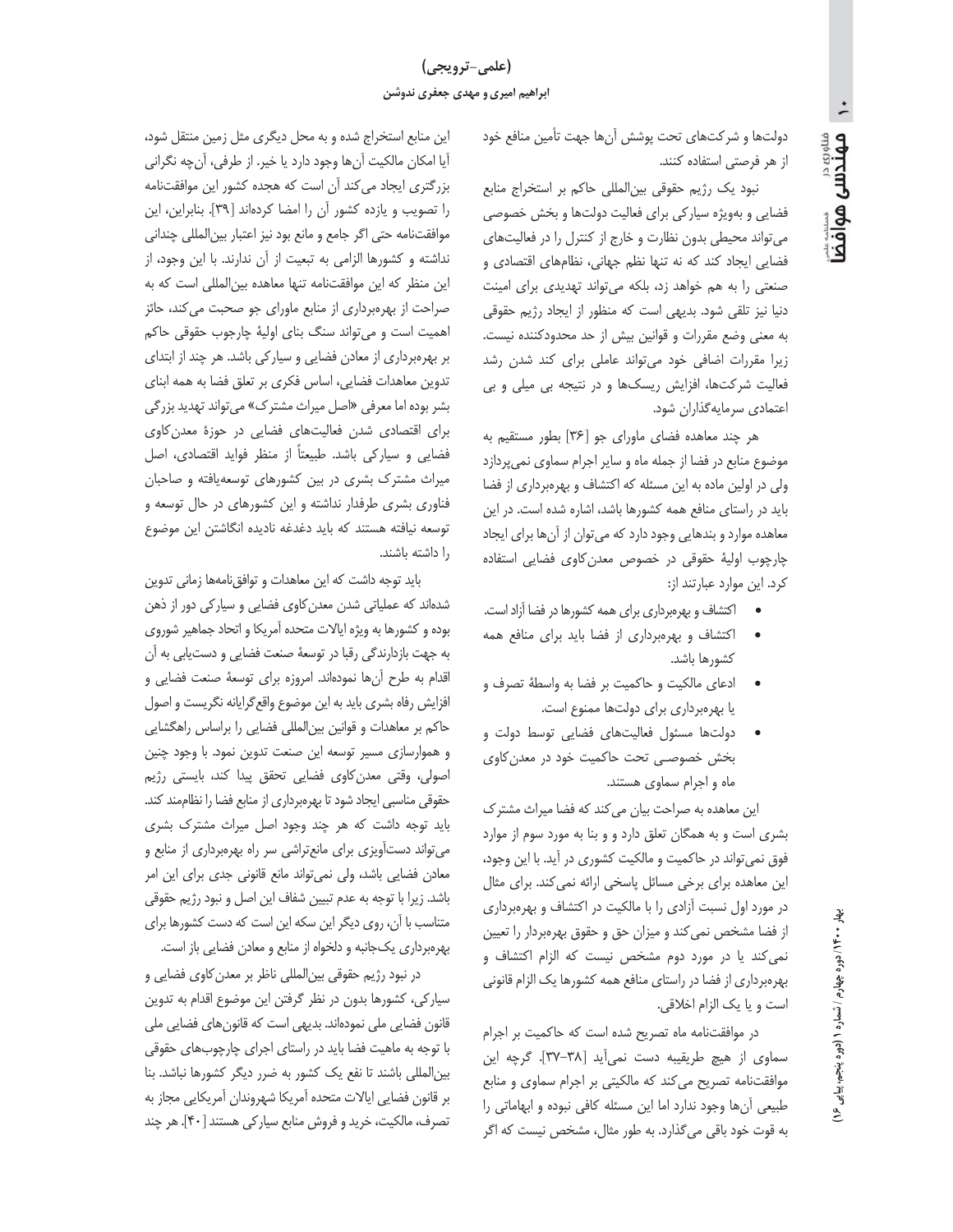دولت‌ها و شرکت‌های تحت پوشش آن‌ها جهت تأمین منافع خود از هر فرصتی استفاده کنند.

نبود یک رژیم حقوقی بین‌المللی حاکم بر استخراج منابع فضایی و به‌ویژه سیارکی برای فعالیت دولت‌ها و بخش خصوصی می‌تواند محیطی بدون نظارت و خارج از کنترل را در فعالیت‌های فضایی ایجاد کند که نه تنها نظم جهانی، نظام‌های اقتصادی و صنعتی را به هم خواهد زد، بلکه می‌تواند تهدیدی برای امنیت دنیا نیز تلقی شود. بدیهی است که منظور از ایجاد رژیم حقوقی به معنی وضع مقررات و قوانین بیش از حد محدودکننده نیست. زیرا مقررات اضافی خود می‌تواند عاملی برای کند شدن رشد فعالیت شرکت‌ها، افزایش ریسک‌ها و در نتیجه بی میلی و بی اعتمادی سرمایه‌گذاران شود.

هر چند معاهده فضای ماورای جو [۳۶] بطور مستقیم به موضوع منابع در فضا از جمله ماه و سایر اجرام سماوی نمی‌پردازد ولی در اولین ماده به این مسئله که اکتشاف و بهره‌برداری از فضا باید در راستای منافع همه کشورها باشد، اشاره شده است. در این معاهده موارد و بندهایی وجود دارد که می‌توان از آن‌ها برای ایجاد چارچوب اولیهٔ حقوقی در خصوص معدن‌کاوی فضایی استفاده کرد. این موارد عبارتند از:

- اکتشاف و بهره‌برداری برای همه کشورها در فضا آزاد است.
- اکتشاف و بهره‌برداری از فضا باید برای منافع همه کشورها باشد.
- ادعای مالکیت و حاکمیت بر فضا به واسطهٔ تصرف و یا بهره‌برداری برای دولت‌ها ممنوع است.
- دولت‌ها مسئول فعالیت‌های فضایی توسط دولت و بخش خصوصی تحت حاکمیت خود در معدن‌کاوی ماه و اجرام سماوی هستند.

این معاهده به صراحت بیان می‌کند که فضا میراث مشترک بشری است و به همگان تعلق دارد و و بنا به مورد سوم از موارد فوق نمی‌تواند در حاکمیت و مالکیت کشوری در آید. با این وجود، این معاهده برای برخی مسائل پاسخی ارائه نمی‌کند. برای مثال در مورد اول نسبت آزادی را با مالکیت در اکتشاف و بهره‌برداری از فضا مشخص نمی‌کند و میزان حق و حقوق بهره‌بردار را تعیین نمی‌کند یا در مورد دوم مشخص نیست که الزام اکتشاف و بهره‌برداری از فضا در راستای منافع همه کشورها یک الزام قانونی است و یا یک الزام اخلاقی.

در موافقت‌نامه ماه تصریح شده است که حاکمیت بر اجرام سماوی از هیچ طریقیبه دست نمی‌آید [۳۸-۳۷]. گرچه این موافقت‌نامه تصریح می‌کند که مالکیتی بر اجرام سماوی و منابع طبیعی آن‌ها وجود ندارد اما این مسئله کافی نبوده و ابهاماتی را به قوت خود باقی می‌گذارد. به طور مثال، مشخص نیست که اگر این منابع استخراج شده و به محل دیگری مثل زمین منتقل شود، آیا امکان مالکیت آن‌ها وجود دارد یا خیر. از طرفی، آن‌چه نگرانی بزرگتری ایجاد می‌کند آن است که هجده کشور این موافقت‌نامه را تصویب و یازده کشور آن را امضا کرده‌اند [۳۹]. بنابراین، این موافقت‌نامه حتی اگر جامع و مانع بود نیز اعتبار بین‌المللی چندانی نداشته و کشورها الزامی به تبعیت از آن ندارند. با این وجود، از این منظر که این موافقت‌نامه تنها معاهده بین‌المللی است که به صراحت از بهره‌برداری از منابع ماورای جو صحبت می‌کند، حائز اهمیت است و می‌تواند سنگ بنای اولیهٔ چارچوب حقوقی حاکم بر بهره‌برداری از معادن فضایی و سیارکی باشد. هر چند از ابتدای تدوین معاهدات فضایی، اساس فکری بر تعلق فضا به همه ابنای بشر بوده اما معرفی «اصل میراث مشترک» می‌تواند تهدید بزرگی برای اقتصادی شدن فعالیت‌های فضایی در حوزهٔ معدن‌کاوی فضایی و سیارکی باشد. طبیعتاً از منظر فواید اقتصادی، اصل میراث مشترک بشری در بین کشورهای توسعه‌یافته و صاحبان فناوری بشری طرفدار نداشته و این کشورهای در حال توسعه و توسعه نیافته هستند که باید دغدغه نادیده انگاشتن این موضوع را داشته باشند.

باید توجه داشت که این معاهدات و توافق‌نامه‌ها زمانی تدوین شده‌اند که عملیاتی شدن معدن‌کاوی فضایی و سیارکی دور از ذهن بوده و کشورها به ویژه ایالات متحده آمریکا و اتحاد جماهیر شوروی به جهت بازدارندگی رقبا در توسعهٔ صنعت فضایی و دست‌یابی به آن اقدام به طرح آن‌ها نموده‌اند. امروزه برای توسعهٔ صنعت فضایی و افزایش رفاه بشری باید به این موضوع واقع‌گرایانه نگریست و اصول حاکم بر معاهدات و قوانین بین‌المللی فضایی را براساس راهگشایی و هموارسازی مسیر توسعه این صنعت تدوین نمود. با وجود چنین اصولی، وقتی معدن‌کاوی فضایی تحقق پیدا کند، بایستی رژیم حقوقی مناسبی ایجاد شود تا بهره‌برداری از منابع فضا را نظام‌مند کند. باید توجه داشت که هر چند وجود اصل میراث مشترک بشری می‌تواند دست‌آویزی برای مانع‌تراشی سر راه بهره‌برداری از منابع و معادن فضایی باشد، ولی نمی‌تواند مانع قانونی جدی برای این امر باشد. زیرا با توجه به عدم تبیین شفاف این اصل و نبود رژیم حقوقی متناسب با آن، روی دیگر این سکه این است که دست کشورها برای بهره‌برداری یک‌جانبه و دلخواه از منابع و معادن فضایی باز است.

در نبود رژیم حقوقی بین‌المللی ناظر بر معدن‌کاوی فضایی و سیارکی، کشورها بدون در نظر گرفتن این موضوع اقدام به تدوین قانون فضایی ملی نموده‌اند. بدیهی است که قانون‌های فضایی ملی با توجه به ماهیت فضا باید در راستای اجرای چارچوب‌های حقوقی بین‌المللی باشند تا نفع یک کشور به ضرر دیگر کشورها نباشد. بنا بر قانون فضایی ایالات متحده آمریکا شهروندان آمریکایی مجاز به تصرف، مالکیت، خرید و فروش منابع سیارکی هستند [۴۰]. هر چند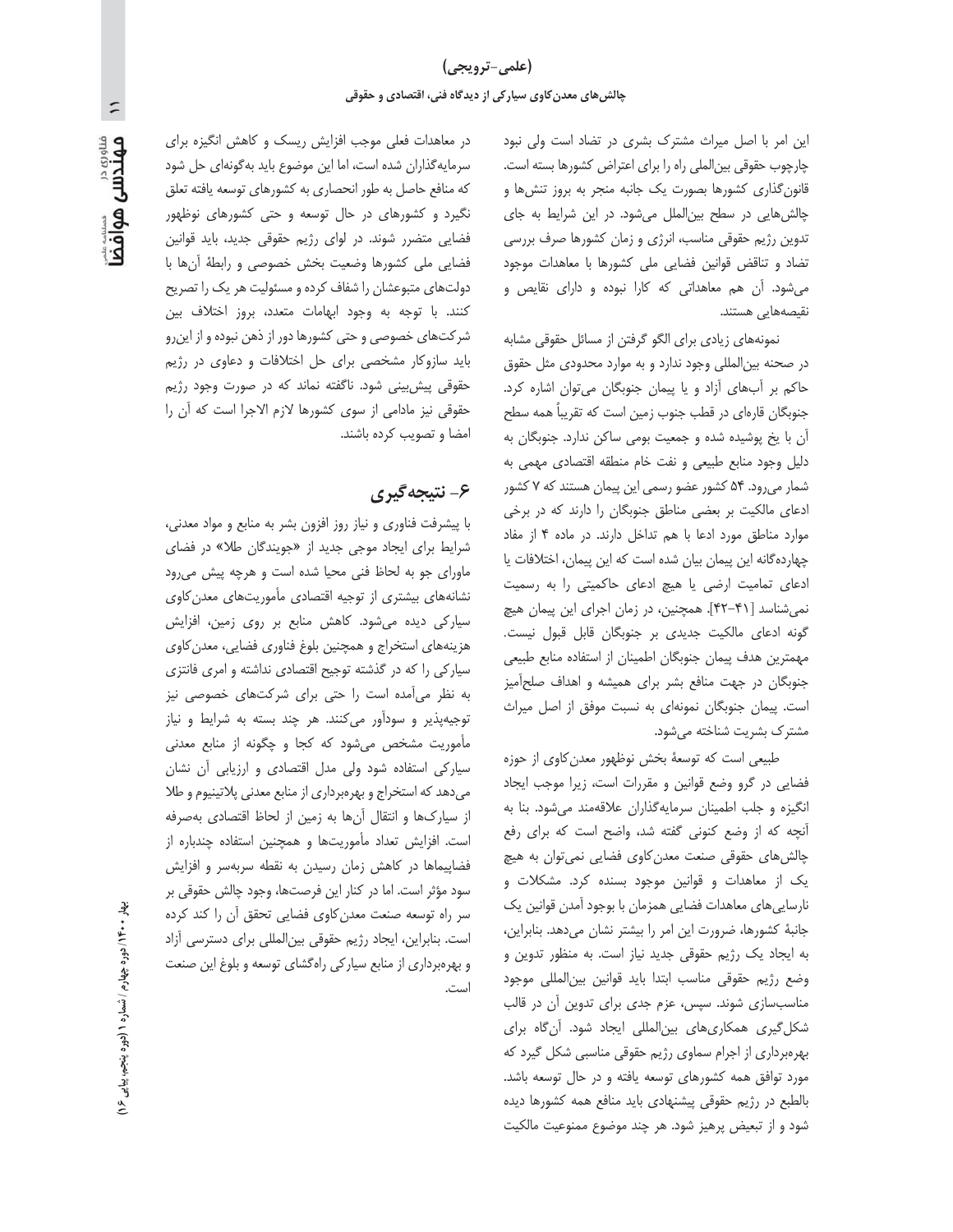این امر با اصل میراث مشترک بشری در تضاد است ولی نبود چارچوب حقوقی بین‌المللی راه را برای اعتراض کشورها بسته است. قانون‌گذاری کشورها بصورت یک جانبه منجر به بروز تنش‌ها و چالش‌هایی در سطح بین‌الملل می‌شود. در این شرایط به جای تدوین رژیم حقوقی مناسب، انرژی و زمان کشورها صرف بررسی تضاد و تناقض قوانین فضایی ملی کشورها با معاهدات موجود می‌شود. آن هم معاهداتی که کارا نبوده و دارای نقایص و نقیصه‌هایی هستند.

نمونه‌های زیادی برای الگو گرفتن از مسائل حقوقی مشابه در صحنه بین‌المللی وجود ندارد و به موارد محدودی مثل حقوق حاکم بر آب‌های آزاد و یا پیمان جنوبگان می‌توان اشاره کرد. جنوبگان قاره‌ای در قطب جنوب زمین است که تقریباً همه سطح آن با یخ پوشیده شده و جمعیت بومی ساکن ندارد. جنوبگان به دلیل وجود منابع طبیعی و نفت خام منطقه اقتصادی مهمی به شمار می‌رود. ۵۴ کشور عضو رسمی این پیمان هستند که ۷ کشور ادعای مالکیت بر بعضی مناطق جنوبگان را دارند که در برخی موارد مناطق مورد ادعا با هم تداخل دارند. در ماده ۴ از مفاد چهارده‌گانه این پیمان بیان شده است که این پیمان، اختلافات یا ادعای تمامیت ارضی یا هیچ ادعای حاکمیتی را به رسمیت نمی‌شناسد [۴۱-۴۲]. همچنین، در زمان اجرای این پیمان هیچ گونه ادعای مالکیت جدیدی بر جنوبگان قابل قبول نیست. مهمترین هدف پیمان جنوبگان اطمینان از استفاده منابع طبیعی جنوبگان در جهت منافع بشر برای همیشه و اهداف صلح‌آمیز است. پیمان جنوبگان نمونه‌ای به نسبت موفق از اصل میراث مشترک بشریت شناخته می‌شود.

طبیعی است که توسعهٔ بخش نوظهور معدن‌کاوی از حوزه فضایی در گرو وضع قوانین و مقررات است، زیرا موجب ایجاد انگیزه و جلب اطمینان سرمایه‌گذاران علاقه‌مند می‌شود. بنا به آنچه که از وضع کنونی گفته شد، واضح است که برای رفع چالش‌های حقوقی صنعت معدن‌کاوی فضایی نمی‌توان به هیچ یک از معاهدات و قوانین موجود بسنده کرد. مشکلات و نارسایی‌های معاهدات فضایی همزمان با بوجود آمدن قوانین یک جانبهٔ کشورها، ضرورت این امر را بیشتر نشان می‌دهد. بنابراین، به ایجاد یک رژیم حقوقی جدید نیاز است. به منظور تدوین و وضع رژیم حقوقی مناسب ابتدا باید قوانین بین‌المللی موجود مناسب‌سازی شوند. سپس، عزم جدی برای تدوین آن در قالب شکل‌گیری همکاری‌های بین‌المللی ایجاد شود. آن‌گاه برای بهره‌برداری از اجرام سماوی رژیم حقوقی مناسبی شکل گیرد که مورد توافق همه کشورهای توسعه یافته و در حال توسعه باشد. بالطبع در رژیم حقوقی پیشنهادی باید منافع همه کشورها دیده شود و از تبعیض پرهیز شود. هر چند موضوع ممنوعیت مالکیت در معاهدات فعلی موجب افزایش ریسک و کاهش انگیزه برای سرمایه‌گذاران شده است، اما این موضوع باید به‌گونه‌ای حل شود که منافع حاصل به طور انحصاری به کشورهای توسعه یافته تعلق نگیرد و کشورهای در حال توسعه و حتی کشورهای نوظهور فضایی متضرر نشوند. در لوای رژیم حقوقی جدید، باید قوانین فضایی ملی کشورها وضعیت بخش خصوصی و رابطهٔ آن‌ها با دولت‌های متبوعشان را شفاف کرده و مسئولیت هر یک را تصریح کنند. با توجه به وجود ابهامات متعدد، بروز اختلاف بین شرکت‌های خصوصی و حتی کشورها دور از ذهن نبوده و از این‌رو باید سازوکار مشخصی برای حل اختلافات و دعاوی در رژیم حقوقی پیش‌بینی شود. ناگفته نماند که در صورت وجود رژیم حقوقی نیز مادامی از سوی کشورها لازم الاجرا است که آن را امضا و تصویب کرده باشند.

## ۶- نتیجه‌گیری

با پیشرفت فناوری و نیاز روز افزون بشر به منابع و مواد معدنی، شرایط برای ایجاد موجی جدید از «جویندگان طلا» در فضای ماورای جو به لحاظ فنی محیا شده است و هرچه پیش می‌رود نشانه‌های بیشتری از توجیه اقتصادی مأموریت‌های معدن‌کاوی سیارکی دیده می‌شود. کاهش منابع بر روی زمین، افزایش هزینه‌های استخراج و همچنین بلوغ فناوری فضایی، معدن‌کاوی سیارکی را که در گذشته توجیح اقتصادی نداشته و امری فانتزی به نظر می‌آمده است را حتی برای شرکت‌های خصوصی نیز توجیه‌پذیر و سودآور می‌کنند. هر چند بسته به شرایط و نیاز مأموریت مشخص می‌شود که کجا و چگونه از منابع معدنی سیارکی استفاده شود ولی مدل اقتصادی و ارزیابی آن نشان می‌دهد که استخراج و بهره‌برداری از منابع معدنی پلاتینیوم و طلا از سیارک‌ها و انتقال آن‌ها به زمین از لحاظ اقتصادی به‌صرفه است. افزایش تعداد مأموریت‌ها و همچنین استفاده چندباره از فضاپیماها در کاهش زمان رسیدن به نقطه سربه‌سر و افزایش سود مؤثر است. اما در کنار این فرصت‌ها، وجود چالش حقوقی بر سر راه توسعه صنعت معدن‌کاوی فضایی تحقق آن را کند کرده است. بنابراین، ایجاد رژیم حقوقی بین‌المللی برای دسترسی آزاد و بهره‌برداری از منابع سیارکی راه‌گشای توسعه و بلوغ این صنعت است.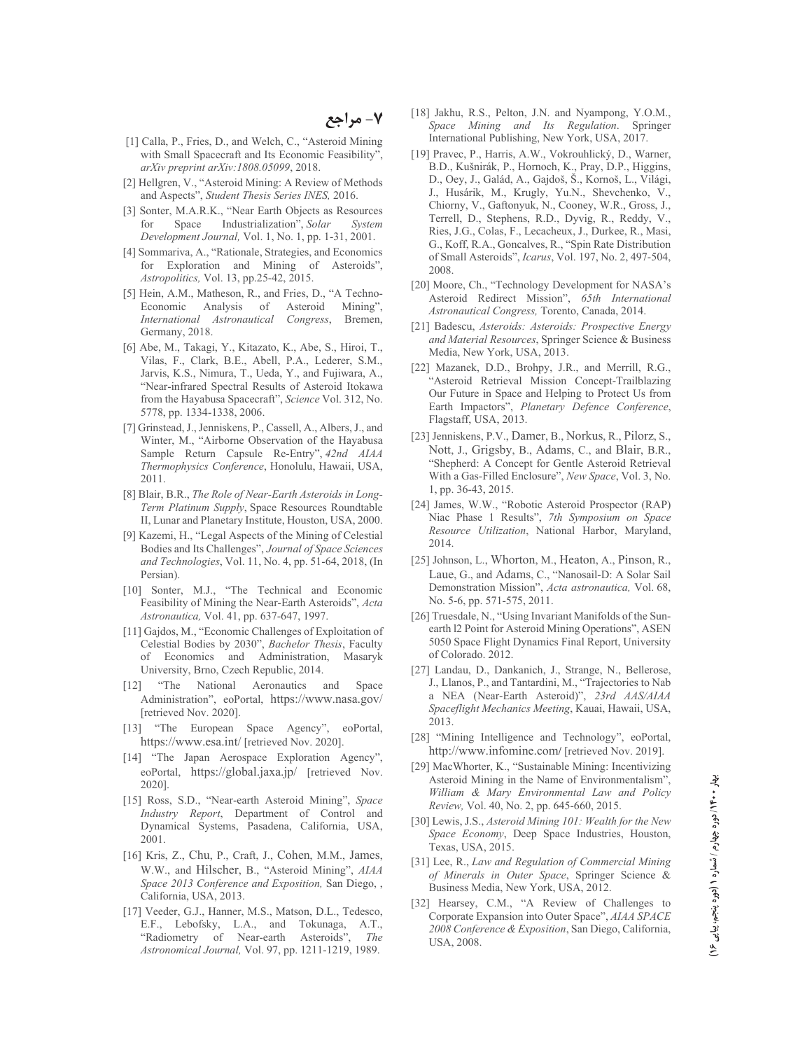## ۷- مراجع

[1] Calla, P., Fries, D., and Welch, C., "Asteroid Mining with Small Spacecraft and Its Economic Feasibility", *arXiv preprint arXiv:1808.05099*, 2018.

[2] Hellgren, V., "Asteroid Mining: A Review of Methods and Aspects", *Student Thesis Series INES,* 2016.

[3] Sonter, M.A.R.K., "Near Earth Objects as Resources for Space Industrialization", *Solar System Development Journal,* Vol. 1, No. 1, pp. 1-31, 2001.

[4] Sommariva, A., "Rationale, Strategies, and Economics for Exploration and Mining of Asteroids", *Astropolitics,* Vol. 13, pp.25-42, 2015.

[5] Hein, A.M., Matheson, R., and Fries, D., "A Techno-Economic Analysis of Asteroid Mining", *International Astronautical Congress*, Bremen, Germany, 2018.

[6] Abe, M., Takagi, Y., Kitazato, K., Abe, S., Hiroi, T., Vilas, F., Clark, B.E., Abell, P.A., Lederer, S.M., Jarvis, K.S., Nimura, T., Ueda, Y., and Fujiwara, A., "Near-infrared Spectral Results of Asteroid Itokawa from the Hayabusa Spacecraft", *Science* Vol. 312, No. 5778, pp. 1334-1338, 2006.

[7] Grinstead, J., Jenniskens, P., Cassell, A., Albers, J., and Winter, M., "Airborne Observation of the Hayabusa Sample Return Capsule Re-Entry", *42nd AIAA Thermophysics Conference*, Honolulu, Hawaii, USA, 2011.

[8] Blair, B.R., *The Role of Near-Earth Asteroids in Long-Term Platinum Supply*, Space Resources Roundtable II, Lunar and Planetary Institute, Houston, USA, 2000.

[9] Kazemi, H., "Legal Aspects of the Mining of Celestial Bodies and Its Challenges", *Journal of Space Sciences and Technologies*, Vol. 11, No. 4, pp. 51-64, 2018, (In Persian).

[10] Sonter, M.J., "The Technical and Economic Feasibility of Mining the Near-Earth Asteroids", *Acta Astronautica,* Vol. 41, pp. 637-647, 1997.

[11] Gajdos, M., "Economic Challenges of Exploitation of Celestial Bodies by 2030", *Bachelor Thesis*, Faculty of Economics and Administration, Masaryk University, Brno, Czech Republic, 2014.

[12] "The National Aeronautics and Space Administration", eoPortal, https://www.nasa.gov/ [retrieved Nov. 2020].

[13] "The European Space Agency", eoPortal, https://www.esa.int/ [retrieved Nov. 2020].

[14] "The Japan Aerospace Exploration Agency", eoPortal, https://global.jaxa.jp/ [retrieved Nov. 2020].

[15] Ross, S.D., "Near-earth Asteroid Mining", *Space Industry Report*, Department of Control and Dynamical Systems, Pasadena, California, USA, 2001.

[16] Kris, Z., Chu, P., Craft, J., Cohen, M.M., James, W.W., and Hilscher, B., "Asteroid Mining", *AIAA Space 2013 Conference and Exposition,* San Diego, , California, USA, 2013.

[17] Veeder, G.J., Hanner, M.S., Matson, D.L., Tedesco, E.F., Lebofsky, L.A., and Tokunaga, A.T., "Radiometry of Near-earth Asteroids", *The Astronomical Journal,* Vol. 97, pp. 1211-1219, 1989.

[18] Jakhu, R.S., Pelton, J.N. and Nyampong, Y.O.M., *Space Mining and Its Regulation*. Springer International Publishing, New York, USA, 2017.

[19] Pravec, P., Harris, A.W., Vokrouhlický, D., Warner, B.D., Kušnirák, P., Hornoch, K., Pray, D.P., Higgins, D., Oey, J., Galád, A., Gajdoš, Š., Kornoš, L., Világi, J., Husárik, M., Krugly, Yu.N., Shevchenko, V., Chiorny, V., Gaftonyuk, N., Cooney, W.R., Gross, J., Terrell, D., Stephens, R.D., Dyvig, R., Reddy, V., Ries, J.G., Colas, F., Lecacheux, J., Durkee, R., Masi, G., Koff, R.A., Goncalves, R., "Spin Rate Distribution of Small Asteroids", *Icarus*, Vol. 197, No. 2, 497-504, 2008.

[20] Moore, Ch., "Technology Development for NASA's Asteroid Redirect Mission", *65th International Astronautical Congress,* Torento, Canada, 2014.

[21] Badescu, *Asteroids: Asteroids: Prospective Energy and Material Resources*, Springer Science & Business Media, New York, USA, 2013.

[22] Mazanek, D.D., Brohpy, J.R., and Merrill, R.G., "Asteroid Retrieval Mission Concept-Trailblazing Our Future in Space and Helping to Protect Us from Earth Impactors", *Planetary Defence Conference*, Flagstaff, USA, 2013.

[23] Jenniskens, P.V., Damer, B., Norkus, R., Pilorz, S., Nott, J., Grigsby, B., Adams, C., and Blair, B.R., "Shepherd: A Concept for Gentle Asteroid Retrieval With a Gas-Filled Enclosure", *New Space*, Vol. 3, No. 1, pp. 36-43, 2015.

[24] James, W.W., "Robotic Asteroid Prospector (RAP) Niac Phase 1 Results", *7th Symposium on Space Resource Utilization*, National Harbor, Maryland, 2014.

[25] Johnson, L., Whorton, M., Heaton, A., Pinson, R., Laue, G., and Adams, C., "Nanosail-D: A Solar Sail Demonstration Mission", *Acta astronautica,* Vol. 68, No. 5-6, pp. 571-575, 2011.

[26] Truesdale, N., "Using Invariant Manifolds of the Sun-earth l2 Point for Asteroid Mining Operations", ASEN 5050 Space Flight Dynamics Final Report, University of Colorado. 2012.

[27] Landau, D., Dankanich, J., Strange, N., Bellerose, J., Llanos, P., and Tantardini, M., "Trajectories to Nab a NEA (Near-Earth Asteroid)", *23rd AAS/AIAA Spaceflight Mechanics Meeting*, Kauai, Hawaii, USA, 2013.

[28] "Mining Intelligence and Technology", eoPortal, http://www.infomine.com/ [retrieved Nov. 2019].

[29] MacWhorter, K., "Sustainable Mining: Incentivizing Asteroid Mining in the Name of Environmentalism", *William & Mary Environmental Law and Policy Review,* Vol. 40, No. 2, pp. 645-660, 2015.

[30] Lewis, J.S., *Asteroid Mining 101: Wealth for the New Space Economy*, Deep Space Industries, Houston, Texas, USA, 2015.

[31] Lee, R., *Law and Regulation of Commercial Mining of Minerals in Outer Space*, Springer Science & Business Media, New York, USA, 2012.

[32] Hearsey, C.M., "A Review of Challenges to Corporate Expansion into Outer Space", *AIAA SPACE 2008 Conference & Exposition*, San Diego, California, USA, 2008.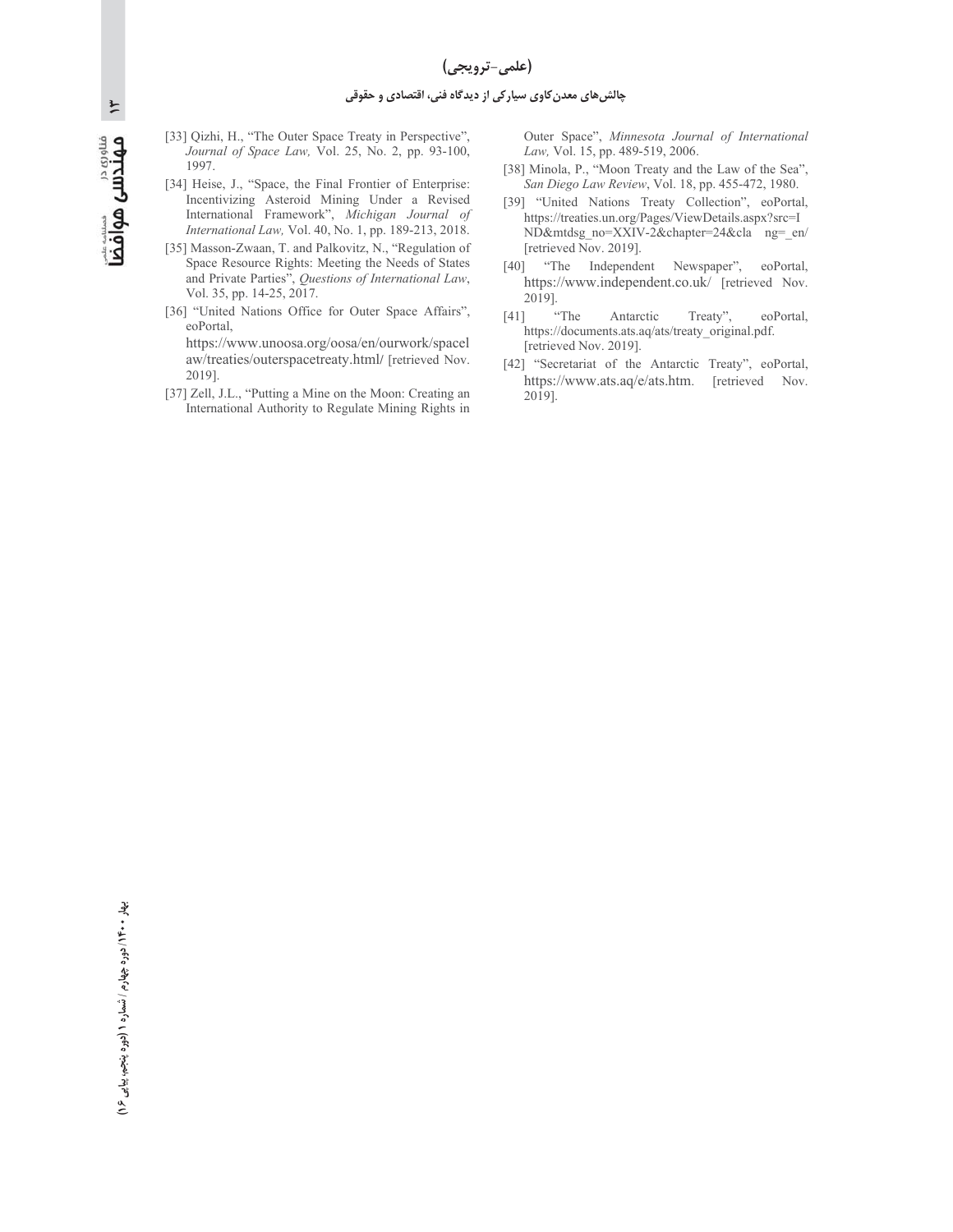[33] Qizhi, H., "The Outer Space Treaty in Perspective", *Journal of Space Law,* Vol. 25, No. 2, pp. 93-100, 1997.

[34] Heise, J., "Space, the Final Frontier of Enterprise: Incentivizing Asteroid Mining Under a Revised International Framework", *Michigan Journal of International Law,* Vol. 40, No. 1, pp. 189-213, 2018.

[35] Masson-Zwaan, T. and Palkovitz, N., "Regulation of Space Resource Rights: Meeting the Needs of States and Private Parties", *Questions of International Law*, Vol. 35, pp. 14-25, 2017.

[36] "United Nations Office for Outer Space Affairs", eoPortal, https://www.unoosa.org/oosa/en/ourwork/spacelaw/treaties/outerspacetreaty.html/ [retrieved Nov. 2019].

[37] Zell, J.L., "Putting a Mine on the Moon: Creating an International Authority to Regulate Mining Rights in Outer Space", *Minnesota Journal of International Law,* Vol. 15, pp. 489-519, 2006.

[38] Minola, P., "Moon Treaty and the Law of the Sea", *San Diego Law Review*, Vol. 18, pp. 455-472, 1980.

[39] "United Nations Treaty Collection", eoPortal, https://treaties.un.org/Pages/ViewDetails.aspx?src=IND&mtdsg_no=XXIV-2&chapter=24&clang=_en/ [retrieved Nov. 2019].

[40] "The Independent Newspaper", eoPortal, https://www.independent.co.uk/ [retrieved Nov. 2019].

[41] "The Antarctic Treaty", eoPortal, https://documents.ats.aq/ats/treaty_original.pdf. [retrieved Nov. 2019].

[42] "Secretariat of the Antarctic Treaty", eoPortal, https://www.ats.aq/e/ats.htm. [retrieved Nov. 2019].